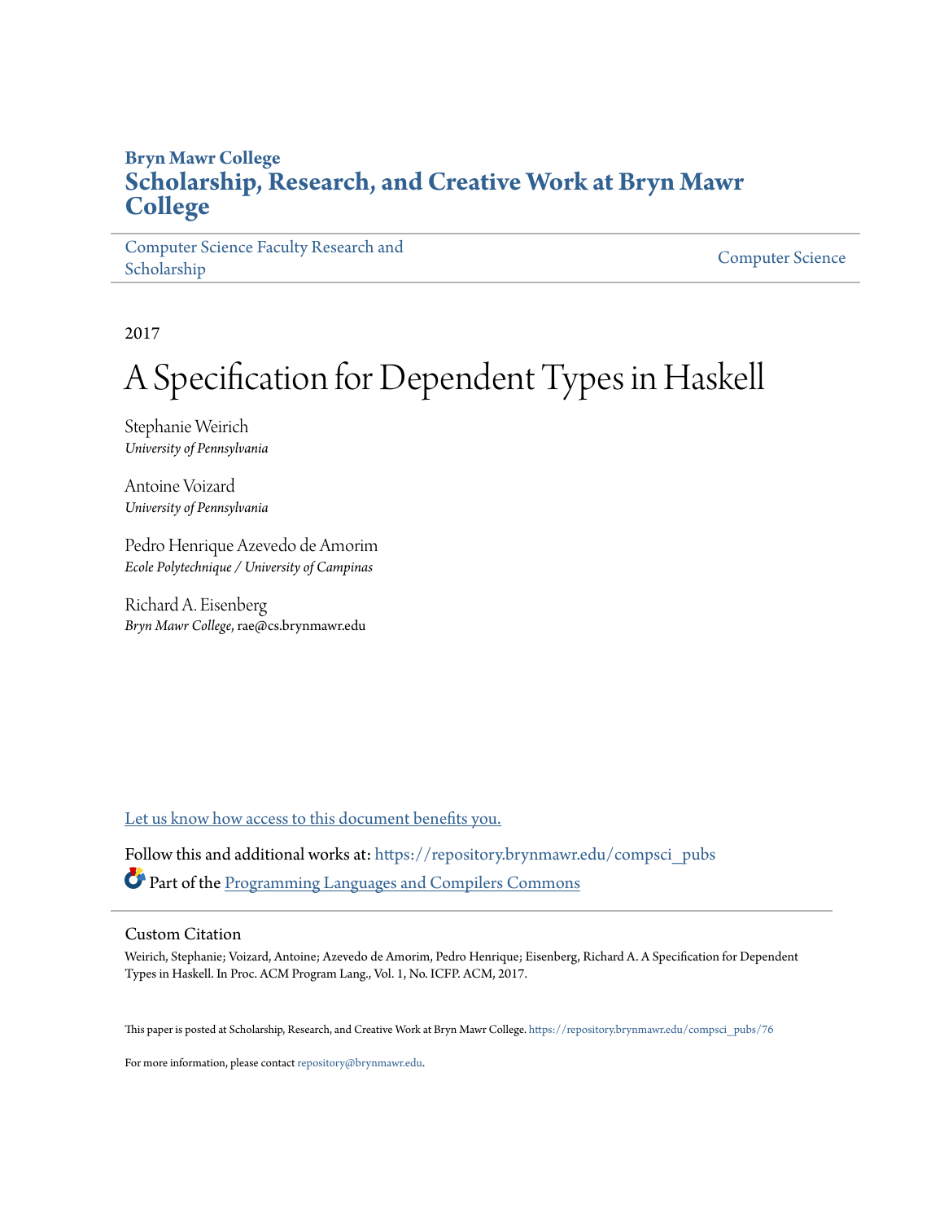**Bryn Mawr College**

## Scholarship, Research, and Creative Work at Bryn Mawr College

Computer Science Faculty Research and Scholarship

Computer Science

2017

# A Specification for Dependent Types in Haskell

Stephanie Weirich
*University of Pennsylvania*

Antoine Voizard
*University of Pennsylvania*

Pedro Henrique Azevedo de Amorim
*Ecole Polytechnique / University of Campinas*

Richard A. Eisenberg
*Bryn Mawr College*, rae@cs.brynmawr.edu

Let us know how access to this document benefits you.

Follow this and additional works at: https://repository.brynmawr.edu/compsci_pubs

Part of the Programming Languages and Compilers Commons

### Custom Citation

Weirich, Stephanie; Voizard, Antoine; Azevedo de Amorim, Pedro Henrique; Eisenberg, Richard A. A Specification for Dependent Types in Haskell. In Proc. ACM Program Lang., Vol. 1, No. ICFP. ACM, 2017.

This paper is posted at Scholarship, Research, and Creative Work at Bryn Mawr College. https://repository.brynmawr.edu/compsci_pubs/76

For more information, please contact repository@brynmawr.edu.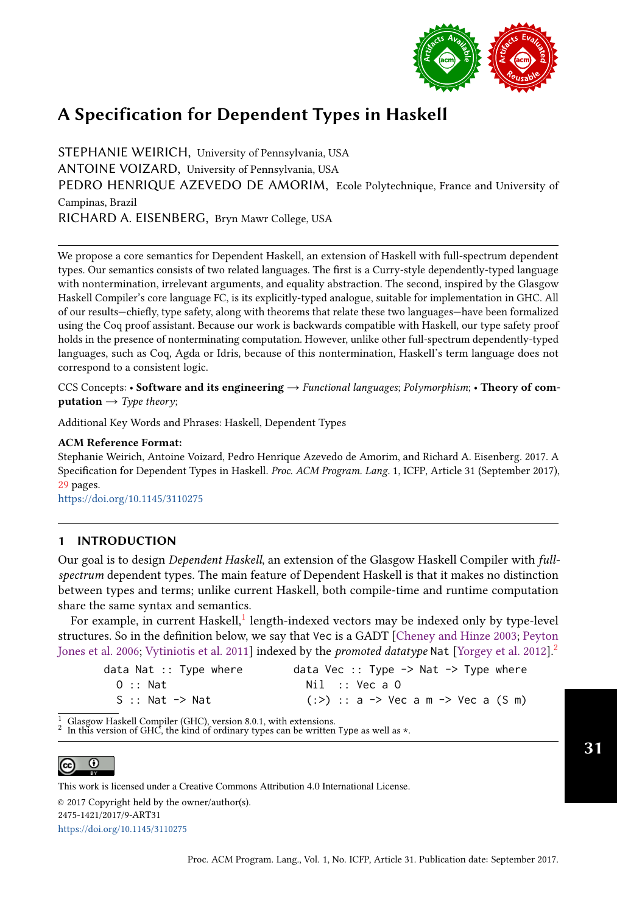# A Specification for Dependent Types in Haskell

STEPHANIE WEIRICH, University of Pennsylvania, USA
ANTOINE VOIZARD, University of Pennsylvania, USA
PEDRO HENRIQUE AZEVEDO DE AMORIM, Ecole Polytechnique, France and University of Campinas, Brazil
RICHARD A. EISENBERG, Bryn Mawr College, USA

We propose a core semantics for Dependent Haskell, an extension of Haskell with full-spectrum dependent types. Our semantics consists of two related languages. The first is a Curry-style dependently-typed language with nontermination, irrelevant arguments, and equality abstraction. The second, inspired by the Glasgow Haskell Compiler's core language FC, is its explicitly-typed analogue, suitable for implementation in GHC. All of our results—chiefly, type safety, along with theorems that relate these two languages—have been formalized using the Coq proof assistant. Because our work is backwards compatible with Haskell, our type safety proof holds in the presence of nonterminating computation. However, unlike other full-spectrum dependently-typed languages, such as Coq, Agda or Idris, because of this nontermination, Haskell's term language does not correspond to a consistent logic.

CCS Concepts: • **Software and its engineering** → *Functional languages*; *Polymorphism*; • **Theory of computation** → *Type theory*;

Additional Key Words and Phrases: Haskell, Dependent Types

**ACM Reference Format:**
Stephanie Weirich, Antoine Voizard, Pedro Henrique Azevedo de Amorim, and Richard A. Eisenberg. 2017. A Specification for Dependent Types in Haskell. *Proc. ACM Program. Lang.* 1, ICFP, Article 31 (September 2017), 29 pages.
https://doi.org/10.1145/3110275

## 1 INTRODUCTION

Our goal is to design *Dependent Haskell*, an extension of the Glasgow Haskell Compiler with *full-spectrum* dependent types. The main feature of Dependent Haskell is that it makes no distinction between types and terms; unlike current Haskell, both compile-time and runtime computation share the same syntax and semantics.

For example, in current Haskell,[1] length-indexed vectors may be indexed only by type-level structures. So in the definition below, we say that Vec is a GADT [Cheney and Hinze 2003; Peyton Jones et al. 2006; Vytiniotis et al. 2011] indexed by the *promoted datatype* Nat [Yorgey et al. 2012].[2]

```
data Nat :: Type where          data Vec :: Type -> Nat -> Type where
  O :: Nat                        Nil  :: Vec a O
  S :: Nat -> Nat                 (:>) :: a -> Vec a m -> Vec a (S m)
```

[1] Glasgow Haskell Compiler (GHC), version 8.0.1, with extensions.
[2] In this version of GHC, the kind of ordinary types can be written Type as well as *.

This work is licensed under a Creative Commons Attribution 4.0 International License.
© 2017 Copyright held by the owner/author(s).
2475-1421/2017/9-ART31
https://doi.org/10.1145/3110275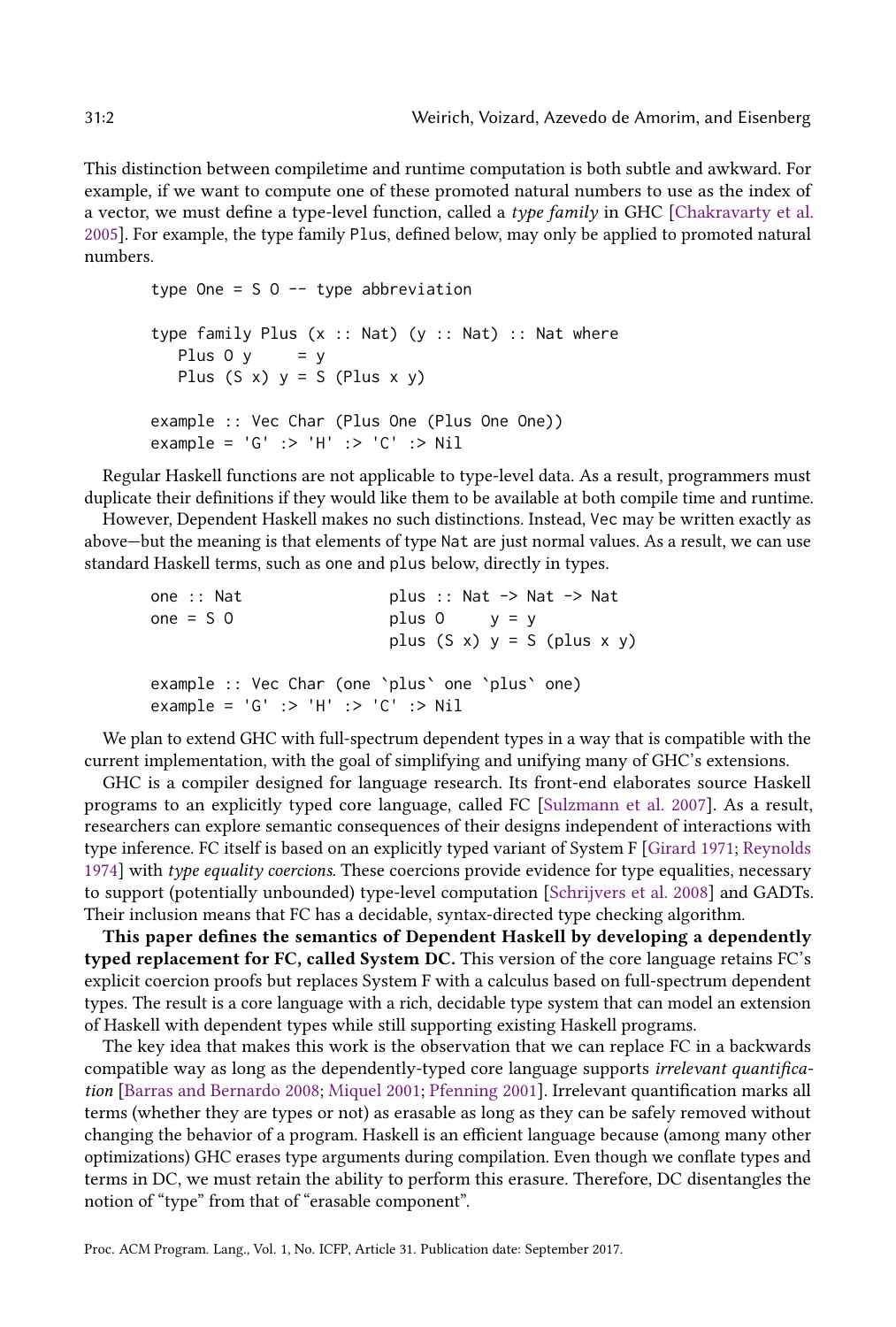This distinction between compiletime and runtime computation is both subtle and awkward. For example, if we want to compute one of these promoted natural numbers to use as the index of a vector, we must define a type-level function, called a *type family* in GHC [Chakravarty et al. 2005]. For example, the type family Plus, defined below, may only be applied to promoted natural numbers.

```
type One = S O -- type abbreviation

type family Plus (x :: Nat) (y :: Nat) :: Nat where
   Plus O y     = y
   Plus (S x) y = S (Plus x y)

example :: Vec Char (Plus One (Plus One One))
example = 'G' :> 'H' :> 'C' :> Nil
```

Regular Haskell functions are not applicable to type-level data. As a result, programmers must duplicate their definitions if they would like them to be available at both compile time and runtime.

However, Dependent Haskell makes no such distinctions. Instead, Vec may be written exactly as above—but the meaning is that elements of type Nat are just normal values. As a result, we can use standard Haskell terms, such as one and plus below, directly in types.

```
one :: Nat                plus :: Nat -> Nat -> Nat
one = S O                 plus O     y = y
                          plus (S x) y = S (plus x y)

example :: Vec Char (one `plus` one `plus` one)
example = 'G' :> 'H' :> 'C' :> Nil
```

We plan to extend GHC with full-spectrum dependent types in a way that is compatible with the current implementation, with the goal of simplifying and unifying many of GHC's extensions.

GHC is a compiler designed for language research. Its front-end elaborates source Haskell programs to an explicitly typed core language, called FC [Sulzmann et al. 2007]. As a result, researchers can explore semantic consequences of their designs independent of interactions with type inference. FC itself is based on an explicitly typed variant of System F [Girard 1971; Reynolds 1974] with *type equality coercions*. These coercions provide evidence for type equalities, necessary to support (potentially unbounded) type-level computation [Schrijvers et al. 2008] and GADTs. Their inclusion means that FC has a decidable, syntax-directed type checking algorithm.

**This paper defines the semantics of Dependent Haskell by developing a dependently typed replacement for FC, called System DC.** This version of the core language retains FC's explicit coercion proofs but replaces System F with a calculus based on full-spectrum dependent types. The result is a core language with a rich, decidable type system that can model an extension of Haskell with dependent types while still supporting existing Haskell programs.

The key idea that makes this work is the observation that we can replace FC in a backwards compatible way as long as the dependently-typed core language supports *irrelevant quantification* [Barras and Bernardo 2008; Miquel 2001; Pfenning 2001]. Irrelevant quantification marks all terms (whether they are types or not) as erasable as long as they can be safely removed without changing the behavior of a program. Haskell is an efficient language because (among many other optimizations) GHC erases type arguments during compilation. Even though we conflate types and terms in DC, we must retain the ability to perform this erasure. Therefore, DC disentangles the notion of "type" from that of "erasable component".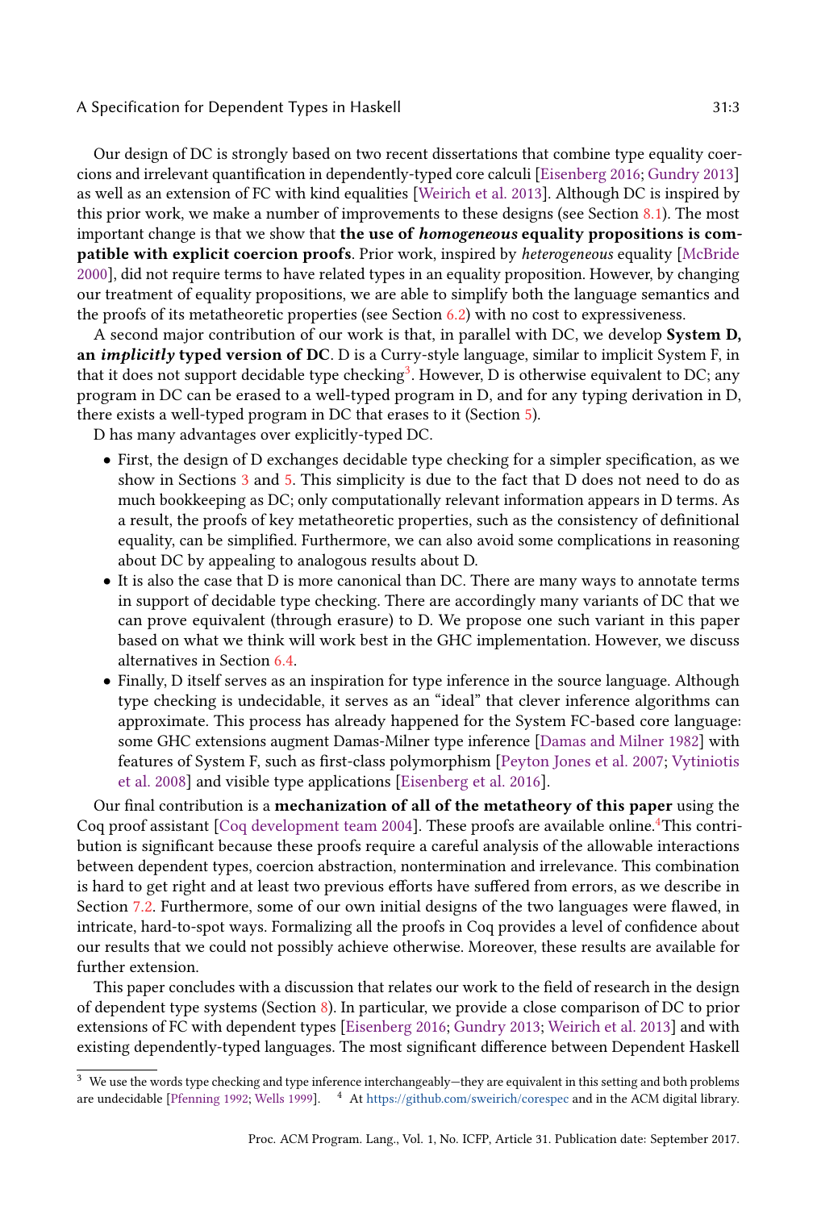Our design of DC is strongly based on two recent dissertations that combine type equality coercions and irrelevant quantification in dependently-typed core calculi [Eisenberg 2016; Gundry 2013] as well as an extension of FC with kind equalities [Weirich et al. 2013]. Although DC is inspired by this prior work, we make a number of improvements to these designs (see Section 8.1). The most important change is that we show that **the use of *homogeneous* equality propositions is compatible with explicit coercion proofs**. Prior work, inspired by *heterogeneous* equality [McBride 2000], did not require terms to have related types in an equality proposition. However, by changing our treatment of equality propositions, we are able to simplify both the language semantics and the proofs of its metatheoretic properties (see Section 6.2) with no cost to expressiveness.

A second major contribution of our work is that, in parallel with DC, we develop **System D, an *implicitly* typed version of DC**. D is a Curry-style language, similar to implicit System F, in that it does not support decidable type checking[3]. However, D is otherwise equivalent to DC; any program in DC can be erased to a well-typed program in D, and for any typing derivation in D, there exists a well-typed program in DC that erases to it (Section 5).

D has many advantages over explicitly-typed DC.

- First, the design of D exchanges decidable type checking for a simpler specification, as we show in Sections 3 and 5. This simplicity is due to the fact that D does not need to do as much bookkeeping as DC; only computationally relevant information appears in D terms. As a result, the proofs of key metatheoretic properties, such as the consistency of definitional equality, can be simplified. Furthermore, we can also avoid some complications in reasoning about DC by appealing to analogous results about D.
- It is also the case that D is more canonical than DC. There are many ways to annotate terms in support of decidable type checking. There are accordingly many variants of DC that we can prove equivalent (through erasure) to D. We propose one such variant in this paper based on what we think will work best in the GHC implementation. However, we discuss alternatives in Section 6.4.
- Finally, D itself serves as an inspiration for type inference in the source language. Although type checking is undecidable, it serves as an "ideal" that clever inference algorithms can approximate. This process has already happened for the System FC-based core language: some GHC extensions augment Damas-Milner type inference [Damas and Milner 1982] with features of System F, such as first-class polymorphism [Peyton Jones et al. 2007; Vytiniotis et al. 2008] and visible type applications [Eisenberg et al. 2016].

Our final contribution is a **mechanization of all of the metatheory of this paper** using the Coq proof assistant [Coq development team 2004]. These proofs are available online.[4] This contribution is significant because these proofs require a careful analysis of the allowable interactions between dependent types, coercion abstraction, nontermination and irrelevance. This combination is hard to get right and at least two previous efforts have suffered from errors, as we describe in Section 7.2. Furthermore, some of our own initial designs of the two languages were flawed, in intricate, hard-to-spot ways. Formalizing all the proofs in Coq provides a level of confidence about our results that we could not possibly achieve otherwise. Moreover, these results are available for further extension.

This paper concludes with a discussion that relates our work to the field of research in the design of dependent type systems (Section 8). In particular, we provide a close comparison of DC to prior extensions of FC with dependent types [Eisenberg 2016; Gundry 2013; Weirich et al. 2013] and with existing dependently-typed languages. The most significant difference between Dependent Haskell

---

[3] We use the words type checking and type inference interchangeably—they are equivalent in this setting and both problems are undecidable [Pfenning 1992; Wells 1999]. [4] At https://github.com/sweirich/corespec and in the ACM digital library.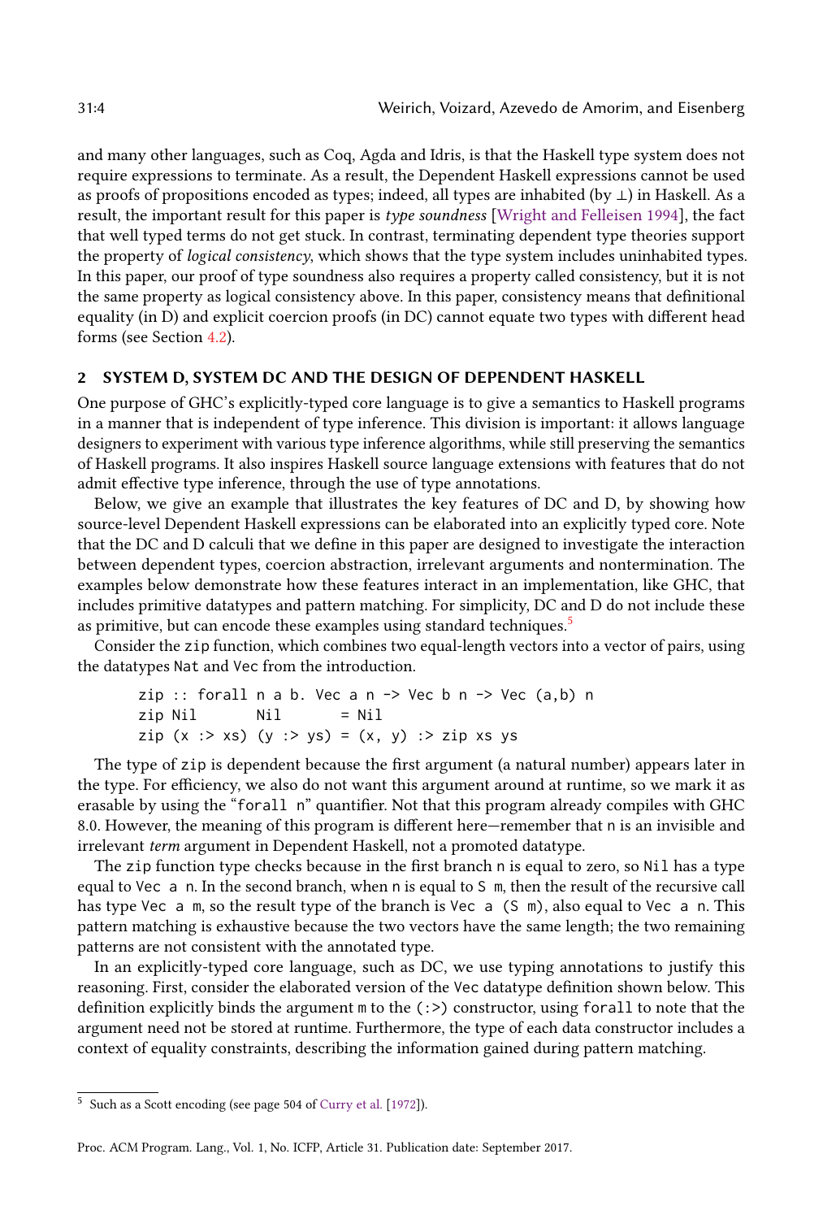and many other languages, such as Coq, Agda and Idris, is that the Haskell type system does not require expressions to terminate. As a result, the Dependent Haskell expressions cannot be used as proofs of propositions encoded as types; indeed, all types are inhabited (by $\perp$) in Haskell. As a result, the important result for this paper is *type soundness* [Wright and Felleisen 1994], the fact that well typed terms do not get stuck. In contrast, terminating dependent type theories support the property of *logical consistency*, which shows that the type system includes uninhabited types. In this paper, our proof of type soundness also requires a property called consistency, but it is not the same property as logical consistency above. In this paper, consistency means that definitional equality (in D) and explicit coercion proofs (in DC) cannot equate two types with different head forms (see Section 4.2).

## 2 SYSTEM D, SYSTEM DC AND THE DESIGN OF DEPENDENT HASKELL

One purpose of GHC's explicitly-typed core language is to give a semantics to Haskell programs in a manner that is independent of type inference. This division is important: it allows language designers to experiment with various type inference algorithms, while still preserving the semantics of Haskell programs. It also inspires Haskell source language extensions with features that do not admit effective type inference, through the use of type annotations.

Below, we give an example that illustrates the key features of DC and D, by showing how source-level Dependent Haskell expressions can be elaborated into an explicitly typed core. Note that the DC and D calculi that we define in this paper are designed to investigate the interaction between dependent types, coercion abstraction, irrelevant arguments and nontermination. The examples below demonstrate how these features interact in an implementation, like GHC, that includes primitive datatypes and pattern matching. For simplicity, DC and D do not include these as primitive, but can encode these examples using standard techniques.[5]

Consider the `zip` function, which combines two equal-length vectors into a vector of pairs, using the datatypes `Nat` and `Vec` from the introduction.

```
zip :: forall n a b. Vec a n -> Vec b n -> Vec (a,b) n
zip Nil       Nil       = Nil
zip (x :> xs) (y :> ys) = (x, y) :> zip xs ys
```

The type of `zip` is dependent because the first argument (a natural number) appears later in the type. For efficiency, we also do not want this argument around at runtime, so we mark it as erasable by using the "`forall n`" quantifier. Not that this program already compiles with GHC 8.0. However, the meaning of this program is different here—remember that `n` is an invisible and irrelevant *term* argument in Dependent Haskell, not a promoted datatype.

The `zip` function type checks because in the first branch `n` is equal to zero, so `Nil` has a type equal to `Vec a n`. In the second branch, when `n` is equal to `S m`, then the result of the recursive call has type `Vec a m`, so the result type of the branch is `Vec a (S m)`, also equal to `Vec a n`. This pattern matching is exhaustive because the two vectors have the same length; the two remaining patterns are not consistent with the annotated type.

In an explicitly-typed core language, such as DC, we use typing annotations to justify this reasoning. First, consider the elaborated version of the `Vec` datatype definition shown below. This definition explicitly binds the argument `m` to the `(:>)` constructor, using `forall` to note that the argument need not be stored at runtime. Furthermore, the type of each data constructor includes a context of equality constraints, describing the information gained during pattern matching.

[5] Such as a Scott encoding (see page 504 of Curry et al. [1972]).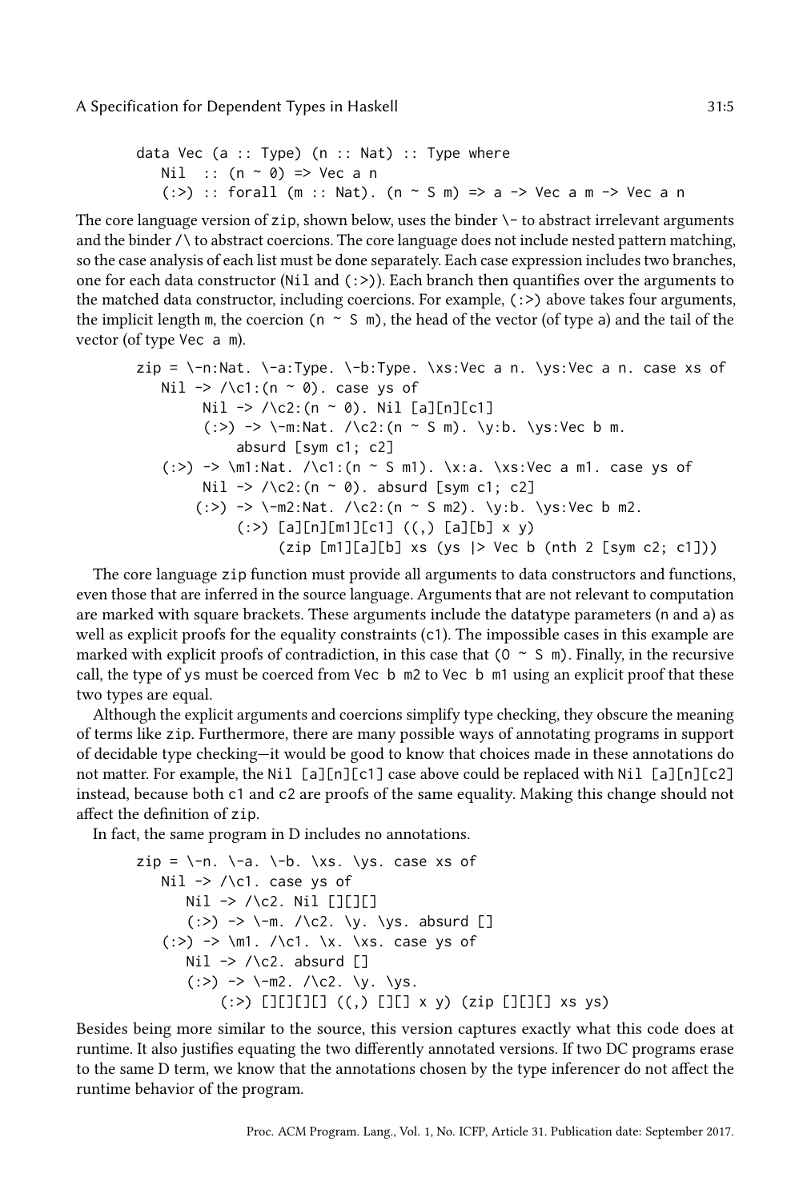```
data Vec (a :: Type) (n :: Nat) :: Type where
   Nil  :: (n ~ 0) => Vec a n
   (:>) :: forall (m :: Nat). (n ~ S m) => a -> Vec a m -> Vec a n
```

The core language version of `zip`, shown below, uses the binder `\-` to abstract irrelevant arguments and the binder `/\` to abstract coercions. The core language does not include nested pattern matching, so the case analysis of each list must be done separately. Each case expression includes two branches, one for each data constructor (`Nil` and `(:>)`). Each branch then quantifies over the arguments to the matched data constructor, including coercions. For example, `(:>)` above takes four arguments, the implicit length `m`, the coercion `(n ~ S m)`, the head of the vector (of type `a`) and the tail of the vector (of type `Vec a m`).

```
zip = \-n:Nat. \-a:Type. \-b:Type. \xs:Vec a n. \ys:Vec a n. case xs of
   Nil -> /\c1:(n ~ 0). case ys of
        Nil -> /\c2:(n ~ 0). Nil [a][n][c1]
        (:>) -> \-m:Nat. /\c2:(n ~ S m). \y:b. \ys:Vec b m.
            absurd [sym c1; c2]
   (:>) -> \m1:Nat. /\c1:(n ~ S m1). \x:a. \xs:Vec a m1. case ys of
        Nil -> /\c2:(n ~ 0). absurd [sym c1; c2]
       (:>) -> \-m2:Nat. /\c2:(n ~ S m2). \y:b. \ys:Vec b m2.
            (:>) [a][n][m1][c1] ((,) [a][b] x y)
                (zip [m1][a][b] xs (ys |> Vec b (nth 2 [sym c2; c1]))
```

The core language `zip` function must provide all arguments to data constructors and functions, even those that are inferred in the source language. Arguments that are not relevant to computation are marked with square brackets. These arguments include the datatype parameters (`n` and `a`) as well as explicit proofs for the equality constraints (`c1`). The impossible cases in this example are marked with explicit proofs of contradiction, in this case that `(0 ~ S m)`. Finally, in the recursive call, the type of `ys` must be coerced from `Vec b m2` to `Vec b m1` using an explicit proof that these two types are equal.

Although the explicit arguments and coercions simplify type checking, they obscure the meaning of terms like `zip`. Furthermore, there are many possible ways of annotating programs in support of decidable type checking—it would be good to know that choices made in these annotations do not matter. For example, the `Nil [a][n][c1]` case above could be replaced with `Nil [a][n][c2]` instead, because both `c1` and `c2` are proofs of the same equality. Making this change should not affect the definition of `zip`.

In fact, the same program in D includes no annotations.

```
zip = \-n. \-a. \-b. \xs. \ys. case xs of
   Nil -> /\c1. case ys of
      Nil -> /\c2. Nil [][][]
      (:>) -> \-m. /\c2. \y. \ys. absurd []
   (:>) -> \m1. /\c1. \x. \xs. case ys of
      Nil -> /\c2. absurd []
      (:>) -> \-m2. /\c2. \y. \ys.
          (:>) [][][][] ((,) [][] x y) (zip [][][] xs ys)
```

Besides being more similar to the source, this version captures exactly what this code does at runtime. It also justifies equating the two differently annotated versions. If two DC programs erase to the same D term, we know that the annotations chosen by the type inferencer do not affect the runtime behavior of the program.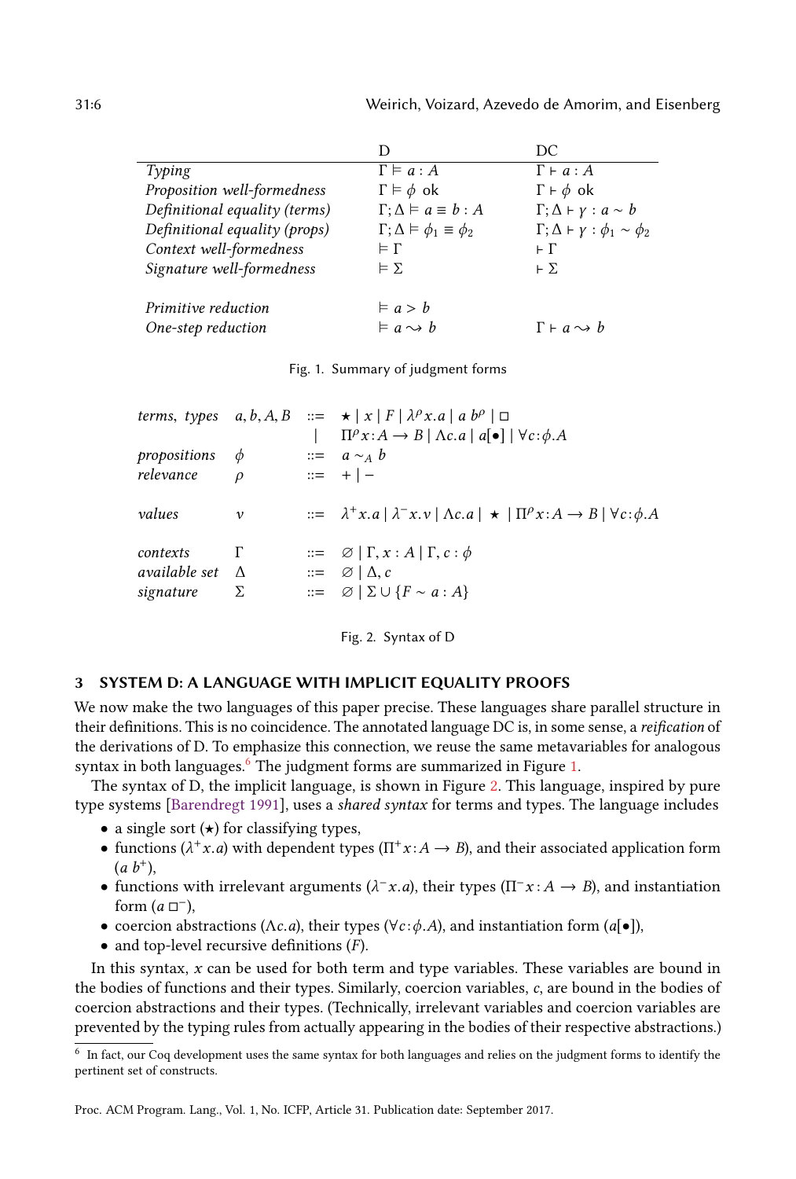| | D | DC |
|---|---|---|
| *Typing* | $\Gamma \vDash a : A$ | $\Gamma \vdash a : A$ |
| *Proposition well-formedness* | $\Gamma \vDash \phi$ ok | $\Gamma \vdash \phi$ ok |
| *Definitional equality (terms)* | $\Gamma; \Delta \vDash a \equiv b : A$ | $\Gamma; \Delta \vdash \gamma : a \sim b$ |
| *Definitional equality (props)* | $\Gamma; \Delta \vDash \phi_1 \equiv \phi_2$ | $\Gamma; \Delta \vdash \gamma : \phi_1 \sim \phi_2$ |
| *Context well-formedness* | $\vDash \Gamma$ | $\vdash \Gamma$ |
| *Signature well-formedness* | $\vDash \Sigma$ | $\vdash \Sigma$ |
| *Primitive reduction* | $\vDash a > b$ | |
| *One-step reduction* | $\vDash a \rightsquigarrow b$ | $\Gamma \vdash a \rightsquigarrow b$ |

Fig. 1. Summary of judgment forms

$$
\begin{array}{llcl}
\textit{terms, types} & a, b, A, B & ::= & \star \mid x \mid F \mid \lambda^{\rho} x.a \mid a\ b^{\rho} \mid \Box \\
& & \mid & \Pi^{\rho} x\!:\!A \to B \mid \Lambda c.a \mid a[\bullet] \mid \forall c\!:\!\phi.A \\
\textit{propositions} & \phi & ::= & a \sim_A b \\
\textit{relevance} & \rho & ::= & + \mid - \\
\\
\textit{values} & v & ::= & \lambda^{+} x.a \mid \lambda^{-} x.v \mid \Lambda c.a \mid \star \mid \Pi^{\rho} x\!:\!A \to B \mid \forall c\!:\!\phi.A \\
\\
\textit{contexts} & \Gamma & ::= & \varnothing \mid \Gamma, x : A \mid \Gamma, c : \phi \\
\textit{available set} & \Delta & ::= & \varnothing \mid \Delta, c \\
\textit{signature} & \Sigma & ::= & \varnothing \mid \Sigma \cup \{F \sim a : A\}
\end{array}
$$

Fig. 2. Syntax of D

## 3 SYSTEM D: A LANGUAGE WITH IMPLICIT EQUALITY PROOFS

We now make the two languages of this paper precise. These languages share parallel structure in their definitions. This is no coincidence. The annotated language DC is, in some sense, a *reification* of the derivations of D. To emphasize this connection, we reuse the same metavariables for analogous syntax in both languages.[6] The judgment forms are summarized in Figure 1.

The syntax of D, the implicit language, is shown in Figure 2. This language, inspired by pure type systems [Barendregt 1991], uses a *shared syntax* for terms and types. The language includes

- a single sort ($\star$) for classifying types,
- functions ($\lambda^{+} x.a$) with dependent types ($\Pi^{+} x\!:\!A \to B$), and their associated application form ($a\ b^{+}$),
- functions with irrelevant arguments ($\lambda^{-} x.a$), their types ($\Pi^{-} x\!:\!A \to B$), and instantiation form ($a\ \Box^{-}$),
- coercion abstractions ($\Lambda c.a$), their types ($\forall c\!:\!\phi.A$), and instantiation form ($a[\bullet]$),
- and top-level recursive definitions ($F$).

In this syntax, $x$ can be used for both term and type variables. These variables are bound in the bodies of functions and their types. Similarly, coercion variables, $c$, are bound in the bodies of coercion abstractions and their types. (Technically, irrelevant variables and coercion variables are prevented by the typing rules from actually appearing in the bodies of their respective abstractions.)

[6] In fact, our Coq development uses the same syntax for both languages and relies on the judgment forms to identify the pertinent set of constructs.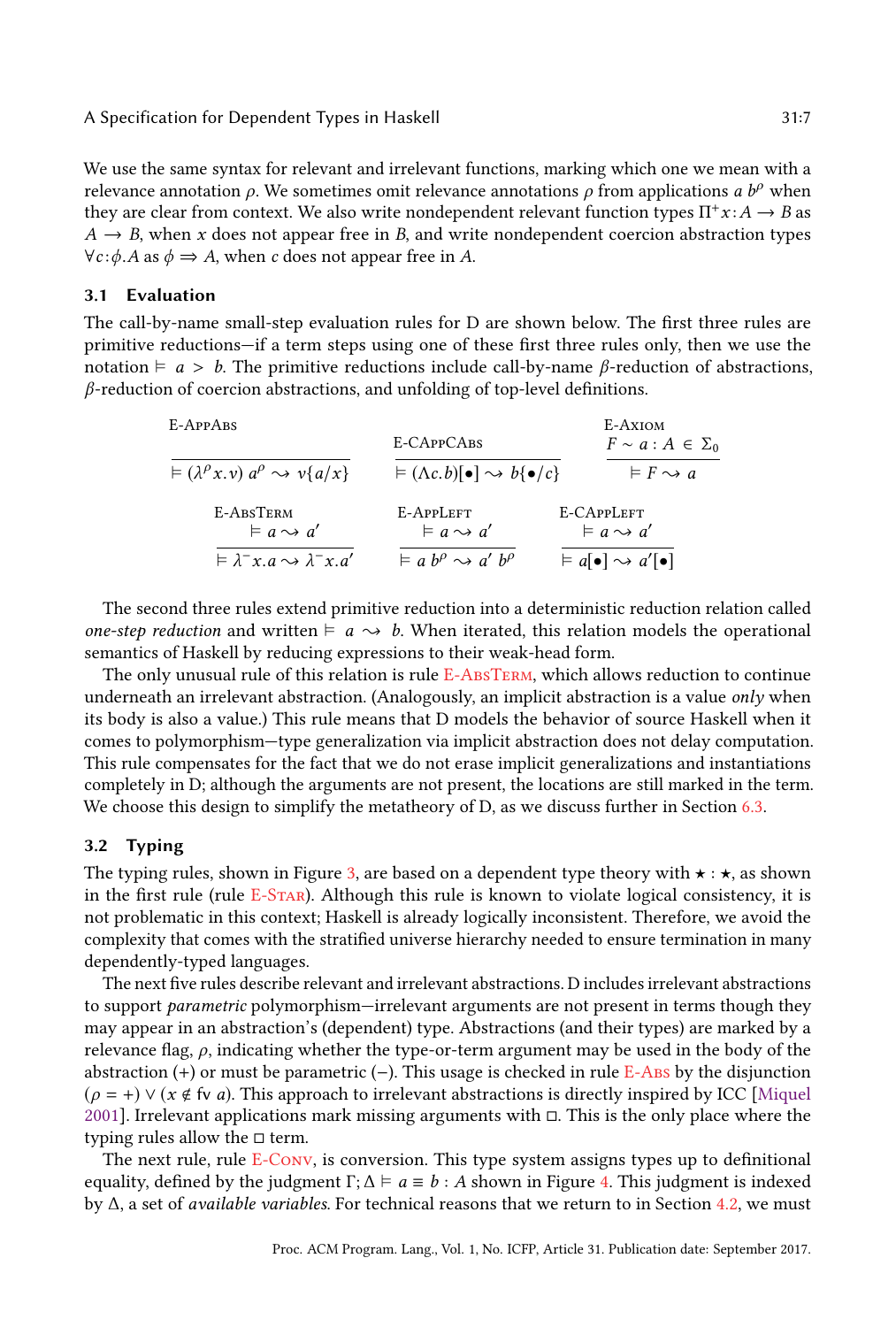We use the same syntax for relevant and irrelevant functions, marking which one we mean with a relevance annotation $\rho$. We sometimes omit relevance annotations $\rho$ from applications $a\ b^\rho$ when they are clear from context. We also write nondependent relevant function types $\Pi^+ x{:}A \to B$ as $A \to B$, when $x$ does not appear free in $B$, and write nondependent coercion abstraction types $\forall c{:}\phi.A$ as $\phi \Rightarrow A$, when $c$ does not appear free in $A$.

### 3.1 Evaluation

The call-by-name small-step evaluation rules for D are shown below. The first three rules are primitive reductions—if a term steps using one of these first three rules only, then we use the notation $\vDash\ a\ >\ b$. The primitive reductions include call-by-name $\beta$-reduction of abstractions, $\beta$-reduction of coercion abstractions, and unfolding of top-level definitions.

$$\textsc{E-AppAbs}\quad \frac{}{\vDash (\lambda^\rho x.v)\ a^\rho \rightsquigarrow v\{a/x\}} \qquad \textsc{E-CAppCAbs}\quad \frac{}{\vDash (\Lambda c.b)[\bullet] \rightsquigarrow b\{\bullet/c\}} \qquad \textsc{E-Axiom}\quad \frac{F \sim a : A \in \Sigma_0}{\vDash F \rightsquigarrow a}$$

$$\textsc{E-AbsTerm}\quad \frac{\vDash a \rightsquigarrow a'}{\vDash \lambda^- x.a \rightsquigarrow \lambda^- x.a'} \qquad \textsc{E-AppLeft}\quad \frac{\vDash a \rightsquigarrow a'}{\vDash a\ b^\rho \rightsquigarrow a'\ b^\rho} \qquad \textsc{E-CAppLeft}\quad \frac{\vDash a \rightsquigarrow a'}{\vDash a[\bullet] \rightsquigarrow a'[\bullet]}$$

The second three rules extend primitive reduction into a deterministic reduction relation called *one-step reduction* and written $\vDash\ a\ \rightsquigarrow\ b$. When iterated, this relation models the operational semantics of Haskell by reducing expressions to their weak-head form.

The only unusual rule of this relation is rule E-AbsTerm, which allows reduction to continue underneath an irrelevant abstraction. (Analogously, an implicit abstraction is a value *only* when its body is also a value.) This rule means that D models the behavior of source Haskell when it comes to polymorphism—type generalization via implicit abstraction does not delay computation. This rule compensates for the fact that we do not erase implicit generalizations and instantiations completely in D; although the arguments are not present, the locations are still marked in the term. We choose this design to simplify the metatheory of D, as we discuss further in Section 6.3.

### 3.2 Typing

The typing rules, shown in Figure 3, are based on a dependent type theory with $\star : \star$, as shown in the first rule (rule E-Star). Although this rule is known to violate logical consistency, it is not problematic in this context; Haskell is already logically inconsistent. Therefore, we avoid the complexity that comes with the stratified universe hierarchy needed to ensure termination in many dependently-typed languages.

The next five rules describe relevant and irrelevant abstractions. D includes irrelevant abstractions to support *parametric* polymorphism—irrelevant arguments are not present in terms though they may appear in an abstraction's (dependent) type. Abstractions (and their types) are marked by a relevance flag, $\rho$, indicating whether the type-or-term argument may be used in the body of the abstraction (+) or must be parametric (−). This usage is checked in rule E-Abs by the disjunction $(\rho = +) \lor (x \notin \mathsf{fv}\ a)$. This approach to irrelevant abstractions is directly inspired by ICC [Miquel 2001]. Irrelevant applications mark missing arguments with $\square$. This is the only place where the typing rules allow the $\square$ term.

The next rule, rule E-Conv, is conversion. This type system assigns types up to definitional equality, defined by the judgment $\Gamma; \Delta \vDash a \equiv b : A$ shown in Figure 4. This judgment is indexed by $\Delta$, a set of *available variables*. For technical reasons that we return to in Section 4.2, we must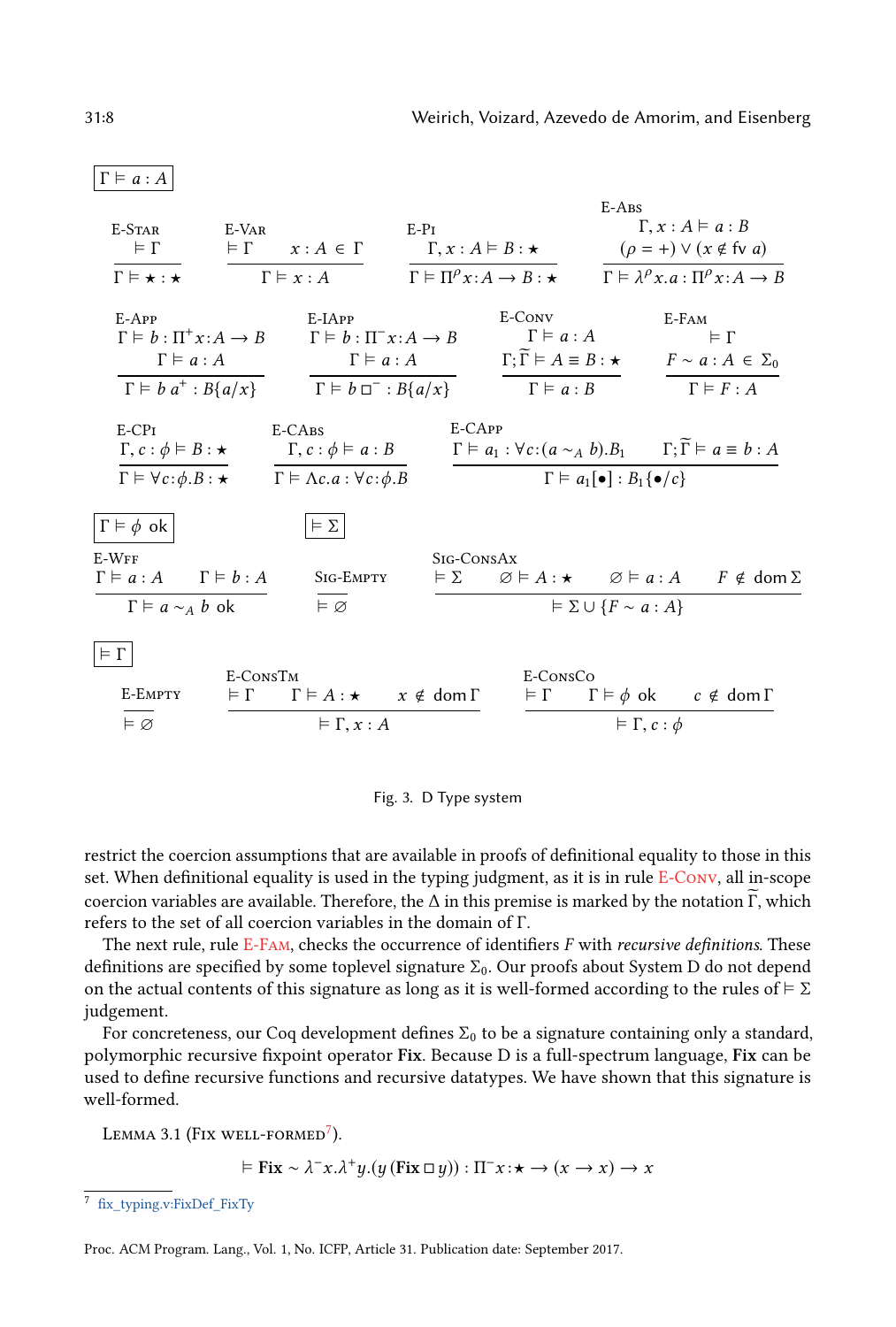$$\boxed{\Gamma \vDash a : A}$$

$$\textsc{E-Star}\quad \frac{\vDash \Gamma}{\Gamma \vDash \star : \star} \qquad \textsc{E-Var}\quad \frac{\vDash \Gamma \qquad x : A \in \Gamma}{\Gamma \vDash x : A} \qquad \textsc{E-Pi}\quad \frac{\Gamma, x : A \vDash B : \star}{\Gamma \vDash \Pi^{\rho} x{:}A \to B : \star}$$

$$\textsc{E-Abs}\quad \frac{\Gamma, x : A \vDash a : B \qquad (\rho = +) \vee (x \notin \mathsf{fv}\ a)}{\Gamma \vDash \lambda^{\rho} x.a : \Pi^{\rho} x{:}A \to B}$$

$$\textsc{E-App}\quad \frac{\Gamma \vDash b : \Pi^{+} x{:}A \to B \qquad \Gamma \vDash a : A}{\Gamma \vDash b\ a^{+} : B\{a/x\}} \qquad \textsc{E-IApp}\quad \frac{\Gamma \vDash b : \Pi^{-} x{:}A \to B \qquad \Gamma \vDash a : A}{\Gamma \vDash b\ \square^{-} : B\{a/x\}}$$

$$\textsc{E-Conv}\quad \frac{\Gamma \vDash a : A \qquad \Gamma; \widetilde{\Gamma} \vDash A \equiv B : \star}{\Gamma \vDash a : B} \qquad \textsc{E-Fam}\quad \frac{\vDash \Gamma \qquad F \sim a : A \in \Sigma_0}{\Gamma \vDash F : A}$$

$$\textsc{E-CPi}\quad \frac{\Gamma, c : \phi \vDash B : \star}{\Gamma \vDash \forall c{:}\phi.B : \star} \qquad \textsc{E-CAbs}\quad \frac{\Gamma, c : \phi \vDash a : B}{\Gamma \vDash \Lambda c.a : \forall c{:}\phi.B} \qquad \textsc{E-CApp}\quad \frac{\Gamma \vDash a_1 : \forall c{:}(a \sim_A b).B_1 \qquad \Gamma; \widetilde{\Gamma} \vDash a \equiv b : A}{\Gamma \vDash a_1[\bullet] : B_1\{\bullet/c\}}$$

$$\boxed{\Gamma \vDash \phi\ \mathsf{ok}} \qquad \textsc{E-Wff}\quad \frac{\Gamma \vDash a : A \qquad \Gamma \vDash b : A}{\Gamma \vDash a \sim_A b\ \mathsf{ok}}$$

$$\boxed{\vDash \Sigma} \qquad \textsc{Sig-Empty}\quad \frac{}{\vDash \varnothing} \qquad \textsc{Sig-ConsAx}\quad \frac{\vDash \Sigma \qquad \varnothing \vDash A : \star \qquad \varnothing \vDash a : A \qquad F \notin \mathsf{dom}\,\Sigma}{\vDash \Sigma \cup \{F \sim a : A\}}$$

$$\boxed{\vDash \Gamma} \qquad \textsc{E-Empty}\quad \frac{}{\vDash \varnothing} \qquad \textsc{E-ConsTm}\quad \frac{\vDash \Gamma \qquad \Gamma \vDash A : \star \qquad x \notin \mathsf{dom}\,\Gamma}{\vDash \Gamma, x : A} \qquad \textsc{E-ConsCo}\quad \frac{\vDash \Gamma \qquad \Gamma \vDash \phi\ \mathsf{ok} \qquad c \notin \mathsf{dom}\,\Gamma}{\vDash \Gamma, c : \phi}$$

Fig. 3. D Type system

restrict the coercion assumptions that are available in proofs of definitional equality to those in this set. When definitional equality is used in the typing judgment, as it is in rule E-Conv, all in-scope coercion variables are available. Therefore, the $\Delta$ in this premise is marked by the notation $\widetilde{\Gamma}$, which refers to the set of all coercion variables in the domain of $\Gamma$.

The next rule, rule E-Fam, checks the occurrence of identifiers $F$ with *recursive definitions*. These definitions are specified by some toplevel signature $\Sigma_0$. Our proofs about System D do not depend on the actual contents of this signature as long as it is well-formed according to the rules of $\vDash \Sigma$ judgement.

For concreteness, our Coq development defines $\Sigma_0$ to be a signature containing only a standard, polymorphic recursive fixpoint operator **Fix**. Because D is a full-spectrum language, **Fix** can be used to define recursive functions and recursive datatypes. We have shown that this signature is well-formed.

Lemma 3.1 (Fix well-formed[7]).

$$\vDash \mathbf{Fix} \sim \lambda^{-}x.\lambda^{+}y.(y\,(\mathbf{Fix}\,\square\,y)) : \Pi^{-}x{:}\star \to (x \to x) \to x$$

[7] fix_typing.v:FixDef_FixTy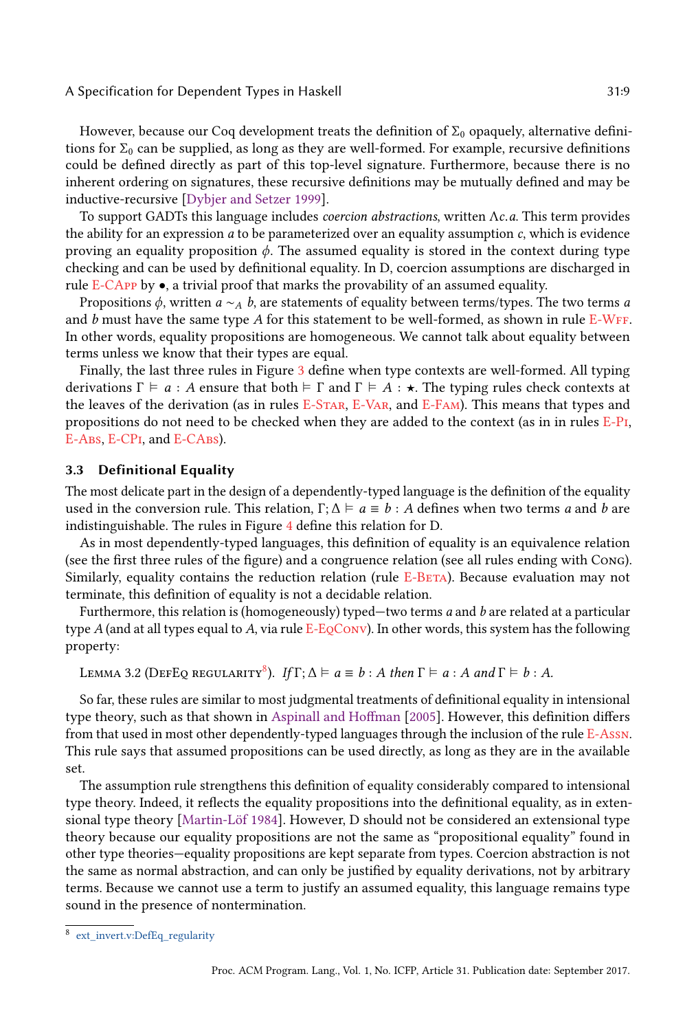However, because our Coq development treats the definition of $\Sigma_0$ opaquely, alternative definitions for $\Sigma_0$ can be supplied, as long as they are well-formed. For example, recursive definitions could be defined directly as part of this top-level signature. Furthermore, because there is no inherent ordering on signatures, these recursive definitions may be mutually defined and may be inductive-recursive [Dybjer and Setzer 1999].

To support GADTs this language includes *coercion abstractions*, written $\Lambda c.a$. This term provides the ability for an expression $a$ to be parameterized over an equality assumption $c$, which is evidence proving an equality proposition $\phi$. The assumed equality is stored in the context during type checking and can be used by definitional equality. In D, coercion assumptions are discharged in rule E-CApp by $\bullet$, a trivial proof that marks the provability of an assumed equality.

Propositions $\phi$, written $a \sim_A b$, are statements of equality between terms/types. The two terms $a$ and $b$ must have the same type $A$ for this statement to be well-formed, as shown in rule E-Wff. In other words, equality propositions are homogeneous. We cannot talk about equality between terms unless we know that their types are equal.

Finally, the last three rules in Figure 3 define when type contexts are well-formed. All typing derivations $\Gamma \vDash a : A$ ensure that both $\vDash \Gamma$ and $\Gamma \vDash A : \star$. The typing rules check contexts at the leaves of the derivation (as in rules E-Star, E-Var, and E-Fam). This means that types and propositions do not need to be checked when they are added to the context (as in in rules E-Pi, E-Abs, E-CPi, and E-CAbs).

### 3.3 Definitional Equality

The most delicate part in the design of a dependently-typed language is the definition of the equality used in the conversion rule. This relation, $\Gamma; \Delta \vDash a \equiv b : A$ defines when two terms $a$ and $b$ are indistinguishable. The rules in Figure 4 define this relation for D.

As in most dependently-typed languages, this definition of equality is an equivalence relation (see the first three rules of the figure) and a congruence relation (see all rules ending with Cong). Similarly, equality contains the reduction relation (rule E-Beta). Because evaluation may not terminate, this definition of equality is not a decidable relation.

Furthermore, this relation is (homogeneously) typed—two terms $a$ and $b$ are related at a particular type $A$ (and at all types equal to $A$, via rule E-EqConv). In other words, this system has the following property:

Lemma 3.2 (DefEq regularity[8]). *If* $\Gamma; \Delta \vDash a \equiv b : A$ *then* $\Gamma \vDash a : A$ *and* $\Gamma \vDash b : A$.

So far, these rules are similar to most judgmental treatments of definitional equality in intensional type theory, such as that shown in Aspinall and Hoffman [2005]. However, this definition differs from that used in most other dependently-typed languages through the inclusion of the rule E-Assn. This rule says that assumed propositions can be used directly, as long as they are in the available set.

The assumption rule strengthens this definition of equality considerably compared to intensional type theory. Indeed, it reflects the equality propositions into the definitional equality, as in extensional type theory [Martin-Löf 1984]. However, D should not be considered an extensional type theory because our equality propositions are not the same as "propositional equality" found in other type theories—equality propositions are kept separate from types. Coercion abstraction is not the same as normal abstraction, and can only be justified by equality derivations, not by arbitrary terms. Because we cannot use a term to justify an assumed equality, this language remains type sound in the presence of nontermination.

[8] ext_invert.v:DefEq_regularity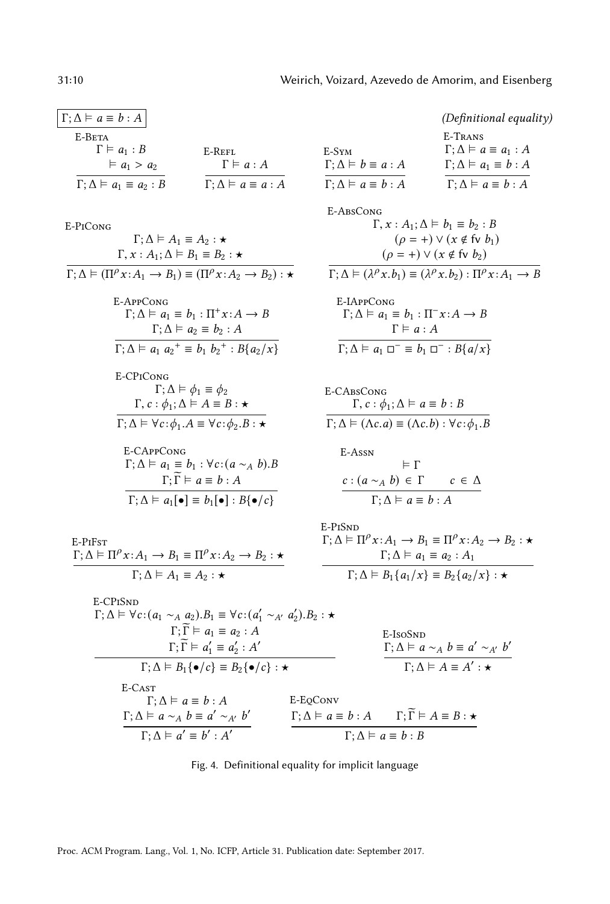$\boxed{\Gamma; \Delta \vDash a \equiv b : A}$ *(Definitional equality)*

E-Beta
$$\frac{\Gamma \vDash a_1 : B \qquad \vDash a_1 > a_2}{\Gamma; \Delta \vDash a_1 \equiv a_2 : B}$$

E-Refl
$$\frac{\Gamma \vDash a : A}{\Gamma; \Delta \vDash a \equiv a : A}$$

E-Sym
$$\frac{\Gamma; \Delta \vDash b \equiv a : A}{\Gamma; \Delta \vDash a \equiv b : A}$$

E-Trans
$$\frac{\Gamma; \Delta \vDash a \equiv a_1 : A \qquad \Gamma; \Delta \vDash a_1 \equiv b : A}{\Gamma; \Delta \vDash a \equiv b : A}$$

E-PiCong
$$\frac{\Gamma; \Delta \vDash A_1 \equiv A_2 : \star \qquad \Gamma, x : A_1; \Delta \vDash B_1 \equiv B_2 : \star}{\Gamma; \Delta \vDash (\Pi^\rho x{:}A_1 \to B_1) \equiv (\Pi^\rho x{:}A_2 \to B_2) : \star}$$

E-AbsCong
$$\frac{\Gamma, x : A_1; \Delta \vDash b_1 \equiv b_2 : B \qquad (\rho = +) \lor (x \notin \mathsf{fv}\ b_1) \qquad (\rho = +) \lor (x \notin \mathsf{fv}\ b_2)}{\Gamma; \Delta \vDash (\lambda^\rho x.b_1) \equiv (\lambda^\rho x.b_2) : \Pi^\rho x{:}A_1 \to B}$$

E-AppCong
$$\frac{\Gamma; \Delta \vDash a_1 \equiv b_1 : \Pi^+ x{:}A \to B \qquad \Gamma; \Delta \vDash a_2 \equiv b_2 : A}{\Gamma; \Delta \vDash a_1\ a_2{}^+ \equiv b_1\ b_2{}^+ : B\{a_2/x\}}$$

E-IAppCong
$$\frac{\Gamma; \Delta \vDash a_1 \equiv b_1 : \Pi^- x{:}A \to B \qquad \Gamma \vDash a : A}{\Gamma; \Delta \vDash a_1\ \square^- \equiv b_1\ \square^- : B\{a/x\}}$$

E-CPiCong
$$\frac{\Gamma; \Delta \vDash \phi_1 \equiv \phi_2 \qquad \Gamma, c : \phi_1; \Delta \vDash A \equiv B : \star}{\Gamma; \Delta \vDash \forall c{:}\phi_1.A \equiv \forall c{:}\phi_2.B : \star}$$

E-CAbsCong
$$\frac{\Gamma, c : \phi_1; \Delta \vDash a \equiv b : B}{\Gamma; \Delta \vDash (\Lambda c.a) \equiv (\Lambda c.b) : \forall c{:}\phi_1.B}$$

E-CAppCong
$$\frac{\Gamma; \Delta \vDash a_1 \equiv b_1 : \forall c{:}(a \sim_A b).B \qquad \Gamma; \widetilde{\Gamma} \vDash a \equiv b : A}{\Gamma; \Delta \vDash a_1[\bullet] \equiv b_1[\bullet] : B\{\bullet/c\}}$$

E-Assn
$$\frac{\vDash \Gamma \qquad c : (a \sim_A b) \in \Gamma \qquad c \in \Delta}{\Gamma; \Delta \vDash a \equiv b : A}$$

E-PiFst
$$\frac{\Gamma; \Delta \vDash \Pi^\rho x{:}A_1 \to B_1 \equiv \Pi^\rho x{:}A_2 \to B_2 : \star}{\Gamma; \Delta \vDash A_1 \equiv A_2 : \star}$$

E-PiSnd
$$\frac{\Gamma; \Delta \vDash \Pi^\rho x{:}A_1 \to B_1 \equiv \Pi^\rho x{:}A_2 \to B_2 : \star \qquad \Gamma; \Delta \vDash a_1 \equiv a_2 : A_1}{\Gamma; \Delta \vDash B_1\{a_1/x\} \equiv B_2\{a_2/x\} : \star}$$

E-CPiSnd
$$\frac{\Gamma; \Delta \vDash \forall c{:}(a_1 \sim_A a_2).B_1 \equiv \forall c{:}(a_1' \sim_{A'} a_2').B_2 : \star \qquad \Gamma; \widetilde{\Gamma} \vDash a_1 \equiv a_2 : A \qquad \Gamma; \widetilde{\Gamma} \vDash a_1' \equiv a_2' : A'}{\Gamma; \Delta \vDash B_1\{\bullet/c\} \equiv B_2\{\bullet/c\} : \star}$$

E-IsoSnd
$$\frac{\Gamma; \Delta \vDash a \sim_A b \equiv a' \sim_{A'} b'}{\Gamma; \Delta \vDash A \equiv A' : \star}$$

E-Cast
$$\frac{\Gamma; \Delta \vDash a \equiv b : A \qquad \Gamma; \Delta \vDash a \sim_A b \equiv a' \sim_{A'} b'}{\Gamma; \Delta \vDash a' \equiv b' : A'}$$

E-EqConv
$$\frac{\Gamma; \Delta \vDash a \equiv b : A \qquad \Gamma; \widetilde{\Gamma} \vDash A \equiv B : \star}{\Gamma; \Delta \vDash a \equiv b : B}$$

Fig. 4. Definitional equality for implicit language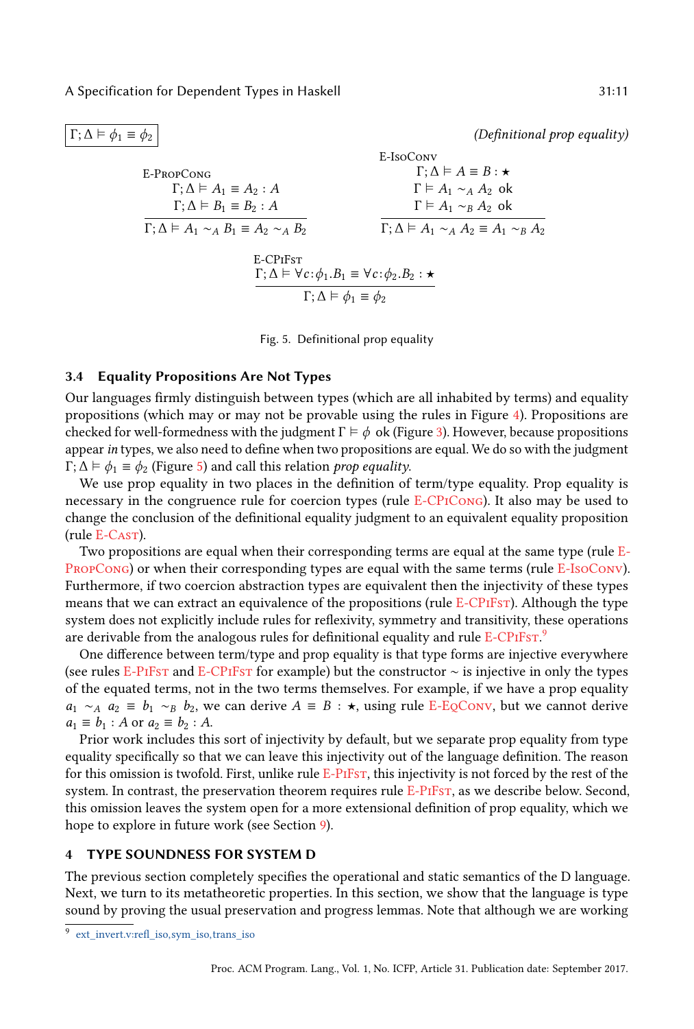$\boxed{\Gamma; \Delta \vDash \phi_1 \equiv \phi_2}$ *(Definitional prop equality)*

$$\textsc{E-PropCong}\quad \frac{\Gamma; \Delta \vDash A_1 \equiv A_2 : A \qquad \Gamma; \Delta \vDash B_1 \equiv B_2 : A}{\Gamma; \Delta \vDash A_1 \sim_A B_1 \equiv A_2 \sim_A B_2}$$

$$\textsc{E-IsoConv}\quad \frac{\Gamma; \Delta \vDash A \equiv B : \star \qquad \Gamma \vDash A_1 \sim_A A_2 \text{ ok} \qquad \Gamma \vDash A_1 \sim_B A_2 \text{ ok}}{\Gamma; \Delta \vDash A_1 \sim_A A_2 \equiv A_1 \sim_B A_2}$$

$$\textsc{E-CPiFst}\quad \frac{\Gamma; \Delta \vDash \forall c{:}\phi_1.B_1 \equiv \forall c{:}\phi_2.B_2 : \star}{\Gamma; \Delta \vDash \phi_1 \equiv \phi_2}$$

Fig. 5. Definitional prop equality

## 3.4 Equality Propositions Are Not Types

Our languages firmly distinguish between types (which are all inhabited by terms) and equality propositions (which may or may not be provable using the rules in Figure 4). Propositions are checked for well-formedness with the judgment $\Gamma \vDash \phi$ ok (Figure 3). However, because propositions appear *in* types, we also need to define when two propositions are equal. We do so with the judgment $\Gamma; \Delta \vDash \phi_1 \equiv \phi_2$ (Figure 5) and call this relation *prop equality*.

We use prop equality in two places in the definition of term/type equality. Prop equality is necessary in the congruence rule for coercion types (rule E-CPiCong). It also may be used to change the conclusion of the definitional equality judgment to an equivalent equality proposition (rule E-Cast).

Two propositions are equal when their corresponding terms are equal at the same type (rule E-PropCong) or when their corresponding types are equal with the same terms (rule E-IsoConv). Furthermore, if two coercion abstraction types are equivalent then the injectivity of these types means that we can extract an equivalence of the propositions (rule E-CPiFst). Although the type system does not explicitly include rules for reflexivity, symmetry and transitivity, these operations are derivable from the analogous rules for definitional equality and rule E-CPiFst.[9]

One difference between term/type and prop equality is that type forms are injective everywhere (see rules E-PiFst and E-CPiFst for example) but the constructor $\sim$ is injective in only the types of the equated terms, not in the two terms themselves. For example, if we have a prop equality $a_1 \sim_A a_2 \equiv b_1 \sim_B b_2$, we can derive $A \equiv B : \star$, using rule E-EqConv, but we cannot derive $a_1 \equiv b_1 : A$ or $a_2 \equiv b_2 : A$.

Prior work includes this sort of injectivity by default, but we separate prop equality from type equality specifically so that we can leave this injectivity out of the language definition. The reason for this omission is twofold. First, unlike rule E-PiFst, this injectivity is not forced by the rest of the system. In contrast, the preservation theorem requires rule E-PiFst, as we describe below. Second, this omission leaves the system open for a more extensional definition of prop equality, which we hope to explore in future work (see Section 9).

# 4 TYPE SOUNDNESS FOR SYSTEM D

The previous section completely specifies the operational and static semantics of the D language. Next, we turn to its metatheoretic properties. In this section, we show that the language is type sound by proving the usual preservation and progress lemmas. Note that although we are working

[9] ext_invert.v:refl_iso,sym_iso,trans_iso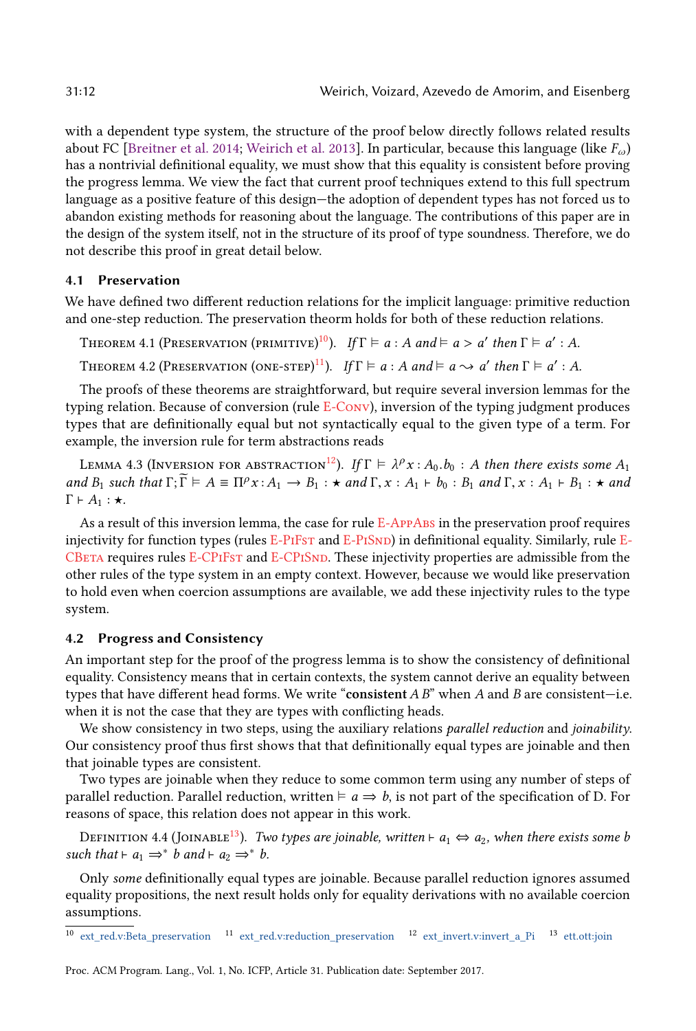with a dependent type system, the structure of the proof below directly follows related results about FC [Breitner et al. 2014; Weirich et al. 2013]. In particular, because this language (like $F_\omega$) has a nontrivial definitional equality, we must show that this equality is consistent before proving the progress lemma. We view the fact that current proof techniques extend to this full spectrum language as a positive feature of this design—the adoption of dependent types has not forced us to abandon existing methods for reasoning about the language. The contributions of this paper are in the design of the system itself, not in the structure of its proof of type soundness. Therefore, we do not describe this proof in great detail below.

### 4.1 Preservation

We have defined two different reduction relations for the implicit language: primitive reduction and one-step reduction. The preservation theorm holds for both of these reduction relations.

Theorem 4.1 (Preservation (primitive)[10]). *If* $\Gamma \vDash a : A$ *and* $\vDash a > a'$ *then* $\Gamma \vDash a' : A$.

Theorem 4.2 (Preservation (one-step)[11]). *If* $\Gamma \vDash a : A$ *and* $\vDash a \rightsquigarrow a'$ *then* $\Gamma \vDash a' : A$.

The proofs of these theorems are straightforward, but require several inversion lemmas for the typing relation. Because of conversion (rule E-Conv), inversion of the typing judgment produces types that are definitionally equal but not syntactically equal to the given type of a term. For example, the inversion rule for term abstractions reads

Lemma 4.3 (Inversion for abstraction[12]). *If* $\Gamma \vDash \lambda^\rho x : A_0.b_0 : A$ *then there exists some* $A_1$ *and* $B_1$ *such that* $\Gamma; \widetilde{\Gamma} \vDash A \equiv \Pi^\rho x : A_1 \to B_1 : \star$ *and* $\Gamma, x : A_1 \vdash b_0 : B_1$ *and* $\Gamma, x : A_1 \vdash B_1 : \star$ *and* $\Gamma \vdash A_1 : \star$.

As a result of this inversion lemma, the case for rule E-AppAbs in the preservation proof requires injectivity for function types (rules E-PiFst and E-PiSnd) in definitional equality. Similarly, rule E-CBeta requires rules E-CPiFst and E-CPiSnd. These injectivity properties are admissible from the other rules of the type system in an empty context. However, because we would like preservation to hold even when coercion assumptions are available, we add these injectivity rules to the type system.

### 4.2 Progress and Consistency

An important step for the proof of the progress lemma is to show the consistency of definitional equality. Consistency means that in certain contexts, the system cannot derive an equality between types that have different head forms. We write "**consistent** $A$ $B$" when $A$ and $B$ are consistent—i.e. when it is not the case that they are types with conflicting heads.

We show consistency in two steps, using the auxiliary relations *parallel reduction* and *joinability*. Our consistency proof thus first shows that that definitionally equal types are joinable and then that joinable types are consistent.

Two types are joinable when they reduce to some common term using any number of steps of parallel reduction. Parallel reduction, written $\vDash a \Rightarrow b$, is not part of the specification of D. For reasons of space, this relation does not appear in this work.

Definition 4.4 (Joinable[13]). *Two types are joinable, written* $\vdash a_1 \Leftrightarrow a_2$, *when there exists some* $b$ *such that* $\vdash a_1 \Rightarrow^* b$ *and* $\vdash a_2 \Rightarrow^* b$.

Only *some* definitionally equal types are joinable. Because parallel reduction ignores assumed equality propositions, the next result holds only for equality derivations with no available coercion assumptions.

[10] ext_red.v:Beta_preservation [11] ext_red.v:reduction_preservation [12] ext_invert.v:invert_a_Pi [13] ett.ott:join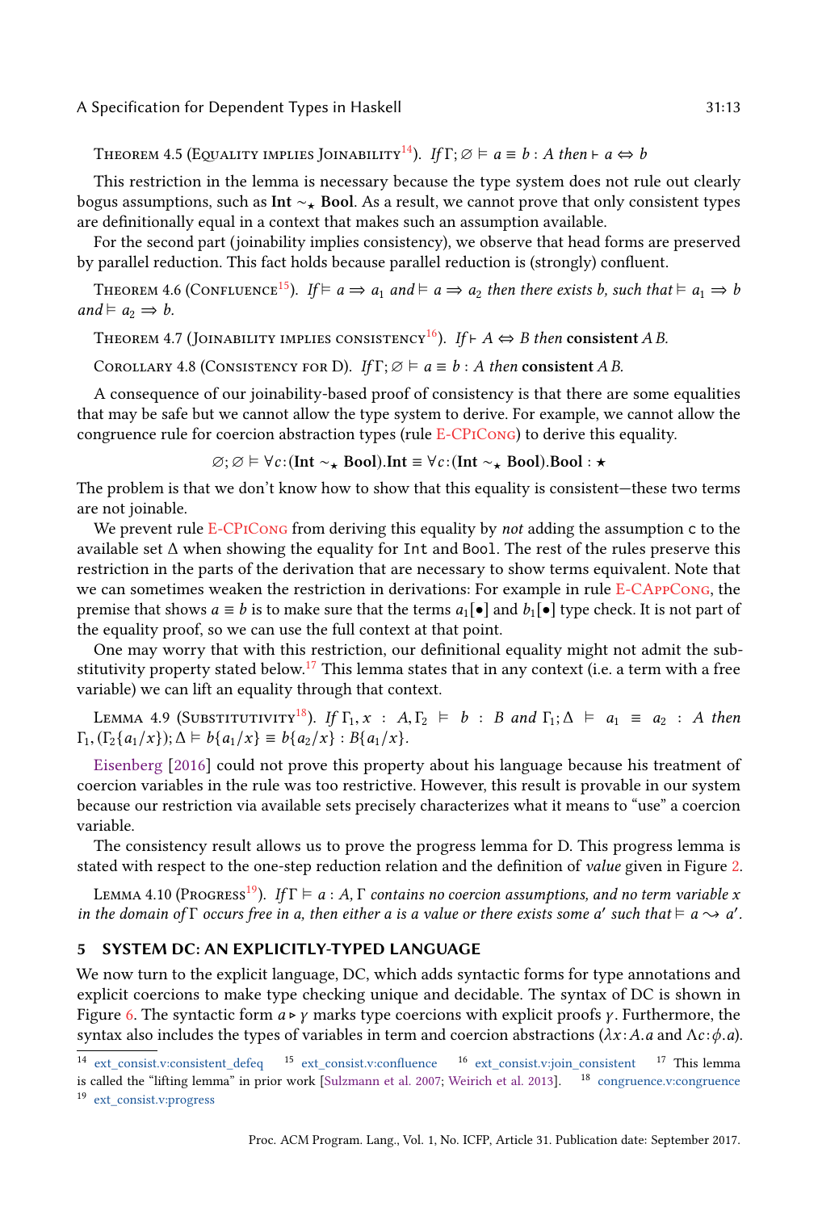**Theorem 4.5** (Equality implies Joinability[14]). *If* $\Gamma; \varnothing \vDash a \equiv b : A$ *then* $\vdash a \Leftrightarrow b$

This restriction in the lemma is necessary because the type system does not rule out clearly bogus assumptions, such as **Int** $\sim_\star$ **Bool**. As a result, we cannot prove that only consistent types are definitionally equal in a context that makes such an assumption available.

For the second part (joinability implies consistency), we observe that head forms are preserved by parallel reduction. This fact holds because parallel reduction is (strongly) confluent.

**Theorem 4.6** (Confluence[15]). *If* $\vDash a \Rightarrow a_1$ *and* $\vDash a \Rightarrow a_2$ *then there exists* $b$*, such that* $\vDash a_1 \Rightarrow b$ *and* $\vDash a_2 \Rightarrow b$.

**Theorem 4.7** (Joinability implies consistency[16]). *If* $\vdash A \Leftrightarrow B$ *then* **consistent** $A\, B$.

**Corollary 4.8** (Consistency for D). *If* $\Gamma; \varnothing \vDash a \equiv b : A$ *then* **consistent** $A\, B$.

A consequence of our joinability-based proof of consistency is that there are some equalities that may be safe but we cannot allow the type system to derive. For example, we cannot allow the congruence rule for coercion abstraction types (rule E-CPiCong) to derive this equality.

$$\varnothing; \varnothing \vDash \forall c{:}(\mathbf{Int} \sim_\star \mathbf{Bool}).\mathbf{Int} \equiv \forall c{:}(\mathbf{Int} \sim_\star \mathbf{Bool}).\mathbf{Bool} : \star$$

The problem is that we don't know how to show that this equality is consistent—these two terms are not joinable.

We prevent rule E-CPiCong from deriving this equality by *not* adding the assumption `c` to the available set $\Delta$ when showing the equality for `Int` and `Bool`. The rest of the rules preserve this restriction in the parts of the derivation that are necessary to show terms equivalent. Note that we can sometimes weaken the restriction in derivations: For example in rule E-CAppCong, the premise that shows $a \equiv b$ is to make sure that the terms $a_1[\bullet]$ and $b_1[\bullet]$ type check. It is not part of the equality proof, so we can use the full context at that point.

One may worry that with this restriction, our definitional equality might not admit the substitutivity property stated below.[17] This lemma states that in any context (i.e. a term with a free variable) we can lift an equality through that context.

**Lemma 4.9** (Substitutivity[18]). *If* $\Gamma_1, x : A, \Gamma_2 \vDash b : B$ *and* $\Gamma_1; \Delta \vDash a_1 \equiv a_2 : A$ *then* $\Gamma_1, (\Gamma_2\{a_1/x\}); \Delta \vDash b\{a_1/x\} \equiv b\{a_2/x\} : B\{a_1/x\}$.

Eisenberg [2016] could not prove this property about his language because his treatment of coercion variables in the rule was too restrictive. However, this result is provable in our system because our restriction via available sets precisely characterizes what it means to "use" a coercion variable.

The consistency result allows us to prove the progress lemma for D. This progress lemma is stated with respect to the one-step reduction relation and the definition of *value* given in Figure 2.

**Lemma 4.10** (Progress[19]). *If* $\Gamma \vDash a : A$*,* $\Gamma$ *contains no coercion assumptions, and no term variable* $x$ *in the domain of* $\Gamma$ *occurs free in* $a$*, then either* $a$ *is a value or there exists some* $a'$ *such that* $\vDash a \rightsquigarrow a'$.

## 5 SYSTEM DC: AN EXPLICITLY-TYPED LANGUAGE

We now turn to the explicit language, DC, which adds syntactic forms for type annotations and explicit coercions to make type checking unique and decidable. The syntax of DC is shown in Figure 6. The syntactic form $a \triangleright \gamma$ marks type coercions with explicit proofs $\gamma$. Furthermore, the syntax also includes the types of variables in term and coercion abstractions ($\lambda x{:}A.a$ and $\Lambda c{:}\phi.a$).

---

[14] ext_consist.v:consistent_defeq [15] ext_consist.v:confluence [16] ext_consist.v:join_consistent [17] This lemma is called the "lifting lemma" in prior work [Sulzmann et al. 2007; Weirich et al. 2013]. [18] congruence.v:congruence [19] ext_consist.v:progress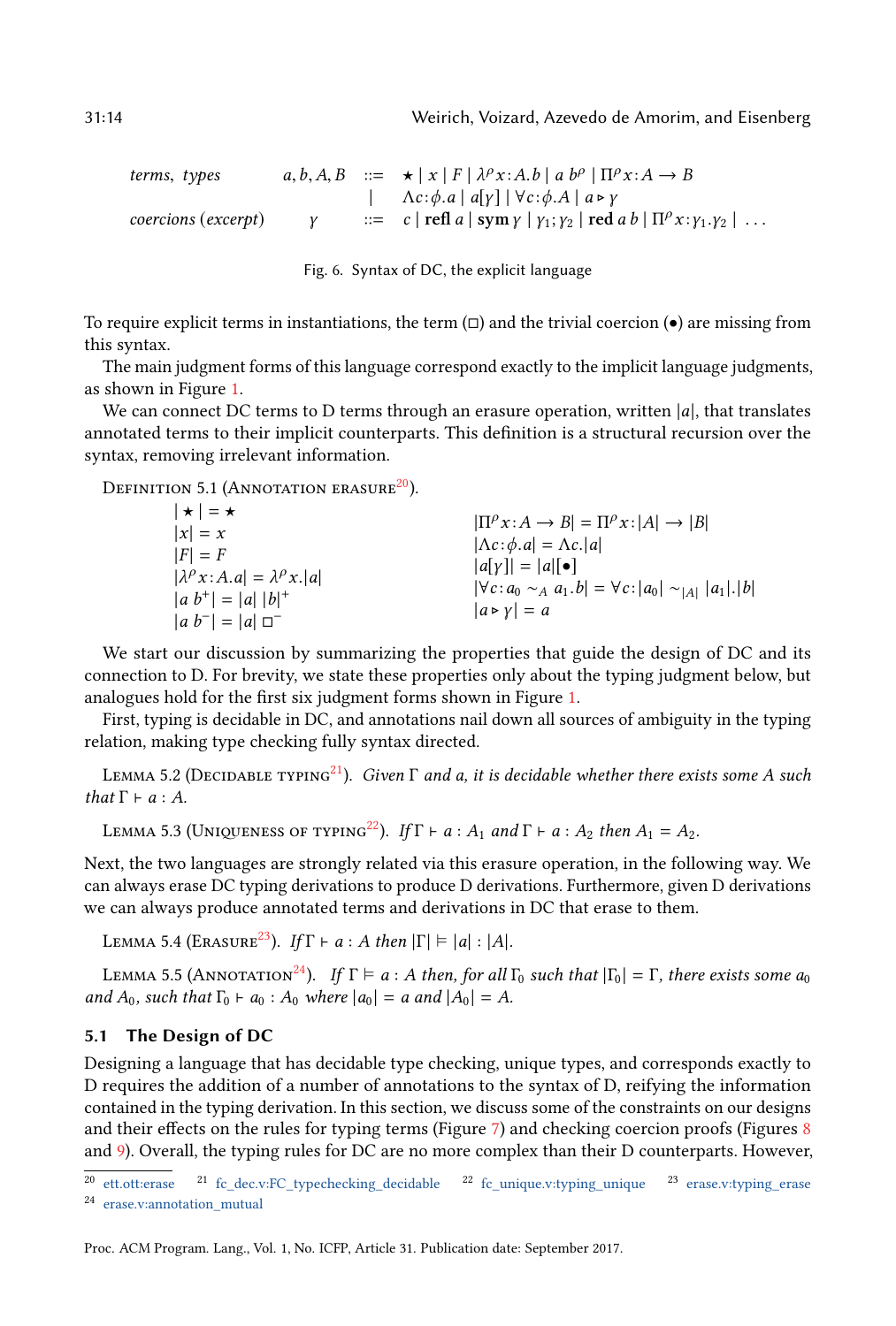$$
\begin{array}{llcl}
\textit{terms, types} & a, b, A, B & ::= & \star \mid x \mid F \mid \lambda^{\rho} x\!:\!A.b \mid a\ b^{\rho} \mid \Pi^{\rho} x\!:\!A \to B \\
 & & \mid & \Lambda c\!:\!\phi.a \mid a[\gamma] \mid \forall c\!:\!\phi.A \mid a \triangleright \gamma \\
\textit{coercions (excerpt)} & \gamma & ::= & c \mid \mathbf{refl}\ a \mid \mathbf{sym}\ \gamma \mid \gamma_1 ; \gamma_2 \mid \mathbf{red}\ a\ b \mid \Pi^{\rho} x\!:\!\gamma_1.\gamma_2 \mid \ \ldots
\end{array}
$$

Fig. 6. Syntax of DC, the explicit language

To require explicit terms in instantiations, the term ($\Box$) and the trivial coercion ($\bullet$) are missing from this syntax.

The main judgment forms of this language correspond exactly to the implicit language judgments, as shown in Figure 1.

We can connect DC terms to D terms through an erasure operation, written $|a|$, that translates annotated terms to their implicit counterparts. This definition is a structural recursion over the syntax, removing irrelevant information.

Definition 5.1 (Annotation erasure[20]).

$$
\begin{array}{ll}
|\star| = \star & |\Pi^{\rho} x\!:\!A \to B| = \Pi^{\rho} x\!:\!|A| \to |B| \\
|x| = x & |\Lambda c\!:\!\phi.a| = \Lambda c.|a| \\
|F| = F & |a[\gamma]| = |a|[\bullet] \\
|\lambda^{\rho} x\!:\!A.a| = \lambda^{\rho} x.|a| & |\forall c\!:\!a_0 \sim_A a_1.b| = \forall c\!:\!|a_0| \sim_{|A|} |a_1|.|b| \\
|a\ b^{+}| = |a|\ |b|^{+} & |a \triangleright \gamma| = a \\
|a\ b^{-}| = |a|\ \Box^{-} &
\end{array}
$$

We start our discussion by summarizing the properties that guide the design of DC and its connection to D. For brevity, we state these properties only about the typing judgment below, but analogues hold for the first six judgment forms shown in Figure 1.

First, typing is decidable in DC, and annotations nail down all sources of ambiguity in the typing relation, making type checking fully syntax directed.

Lemma 5.2 (Decidable typing[21]). *Given $\Gamma$ and $a$, it is decidable whether there exists some $A$ such that $\Gamma \vdash a : A$.*

Lemma 5.3 (Uniqueness of typing[22]). *If $\Gamma \vdash a : A_1$ and $\Gamma \vdash a : A_2$ then $A_1 = A_2$.*

Next, the two languages are strongly related via this erasure operation, in the following way. We can always erase DC typing derivations to produce D derivations. Furthermore, given D derivations we can always produce annotated terms and derivations in DC that erase to them.

Lemma 5.4 (Erasure[23]). *If $\Gamma \vdash a : A$ then $|\Gamma| \vDash |a| : |A|$.*

Lemma 5.5 (Annotation[24]). *If $\Gamma \vDash a : A$ then, for all $\Gamma_0$ such that $|\Gamma_0| = \Gamma$, there exists some $a_0$ and $A_0$, such that $\Gamma_0 \vdash a_0 : A_0$ where $|a_0| = a$ and $|A_0| = A$.*

## 5.1 The Design of DC

Designing a language that has decidable type checking, unique types, and corresponds exactly to D requires the addition of a number of annotations to the syntax of D, reifying the information contained in the typing derivation. In this section, we discuss some of the constraints on our designs and their effects on the rules for typing terms (Figure 7) and checking coercion proofs (Figures 8 and 9). Overall, the typing rules for DC are no more complex than their D counterparts. However,

[20] ett.ott:erase [21] fc_dec.v:FC_typechecking_decidable [22] fc_unique.v:typing_unique [23] erase.v:typing_erase
[24] erase.v:annotation_mutual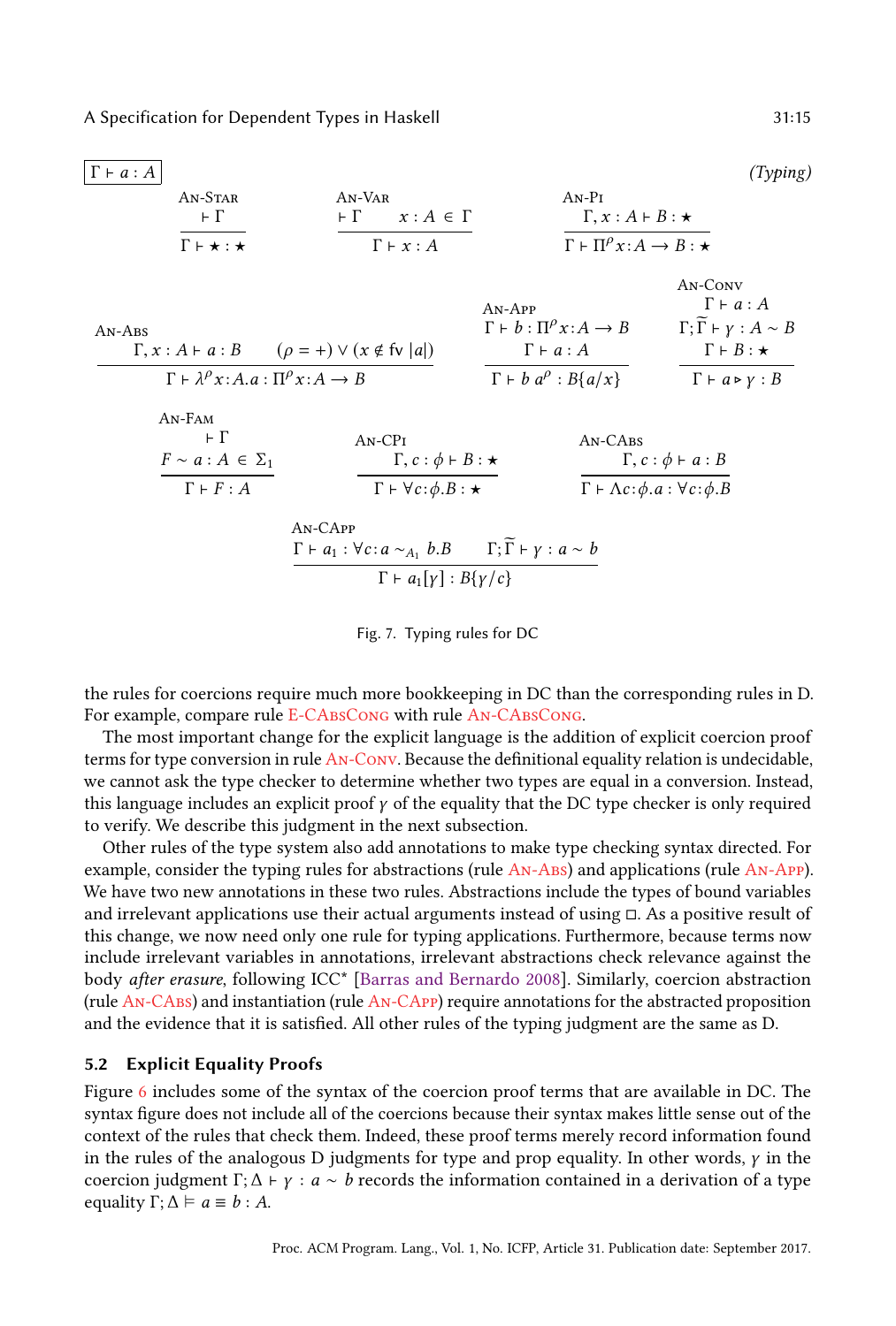$\boxed{\Gamma \vdash a : A}$ *(Typing)*

$$\textsc{An-Star}\ \frac{\vdash \Gamma}{\Gamma \vdash \star : \star} \qquad \textsc{An-Var}\ \frac{\vdash \Gamma \qquad x : A \in \Gamma}{\Gamma \vdash x : A} \qquad \textsc{An-Pi}\ \frac{\Gamma, x : A \vdash B : \star}{\Gamma \vdash \Pi^{\rho} x{:}A \to B : \star}$$

$$\textsc{An-Abs}\ \frac{\Gamma, x : A \vdash a : B \qquad (\rho = +) \lor (x \notin \mathsf{fv}\ |a|)}{\Gamma \vdash \lambda^{\rho} x{:}A.a : \Pi^{\rho} x{:}A \to B} \qquad \textsc{An-App}\ \frac{\Gamma \vdash b : \Pi^{\rho} x{:}A \to B \qquad \Gamma \vdash a : A}{\Gamma \vdash b\ a^{\rho} : B\{a/x\}}$$

$$\textsc{An-Conv}\ \frac{\Gamma \vdash a : A \qquad \Gamma; \widetilde{\Gamma} \vdash \gamma : A \sim B \qquad \Gamma \vdash B : \star}{\Gamma \vdash a \triangleright \gamma : B}$$

$$\textsc{An-Fam}\ \frac{\vdash \Gamma \qquad F \sim a : A \in \Sigma_1}{\Gamma \vdash F : A} \qquad \textsc{An-CPi}\ \frac{\Gamma, c : \phi \vdash B : \star}{\Gamma \vdash \forall c{:}\phi.B : \star} \qquad \textsc{An-CAbs}\ \frac{\Gamma, c : \phi \vdash a : B}{\Gamma \vdash \Lambda c{:}\phi.a : \forall c{:}\phi.B}$$

$$\textsc{An-CApp}\ \frac{\Gamma \vdash a_1 : \forall c{:}a \sim_{A_1} b.B \qquad \Gamma; \widetilde{\Gamma} \vdash \gamma : a \sim b}{\Gamma \vdash a_1[\gamma] : B\{\gamma/c\}}$$

Fig. 7. Typing rules for DC

the rules for coercions require much more bookkeeping in DC than the corresponding rules in D. For example, compare rule E-CAbsCong with rule An-CAbsCong.

The most important change for the explicit language is the addition of explicit coercion proof terms for type conversion in rule An-Conv. Because the definitional equality relation is undecidable, we cannot ask the type checker to determine whether two types are equal in a conversion. Instead, this language includes an explicit proof $\gamma$ of the equality that the DC type checker is only required to verify. We describe this judgment in the next subsection.

Other rules of the type system also add annotations to make type checking syntax directed. For example, consider the typing rules for abstractions (rule An-Abs) and applications (rule An-App). We have two new annotations in these two rules. Abstractions include the types of bound variables and irrelevant applications use their actual arguments instead of using $\square$. As a positive result of this change, we now need only one rule for typing applications. Furthermore, because terms now include irrelevant variables in annotations, irrelevant abstractions check relevance against the body *after erasure*, following ICC* [Barras and Bernardo 2008]. Similarly, coercion abstraction (rule An-CAbs) and instantiation (rule An-CApp) require annotations for the abstracted proposition and the evidence that it is satisfied. All other rules of the typing judgment are the same as D.

## 5.2 Explicit Equality Proofs

Figure 6 includes some of the syntax of the coercion proof terms that are available in DC. The syntax figure does not include all of the coercions because their syntax makes little sense out of the context of the rules that check them. Indeed, these proof terms merely record information found in the rules of the analogous D judgments for type and prop equality. In other words, $\gamma$ in the coercion judgment $\Gamma; \Delta \vdash \gamma : a \sim b$ records the information contained in a derivation of a type equality $\Gamma; \Delta \vDash a \equiv b : A$.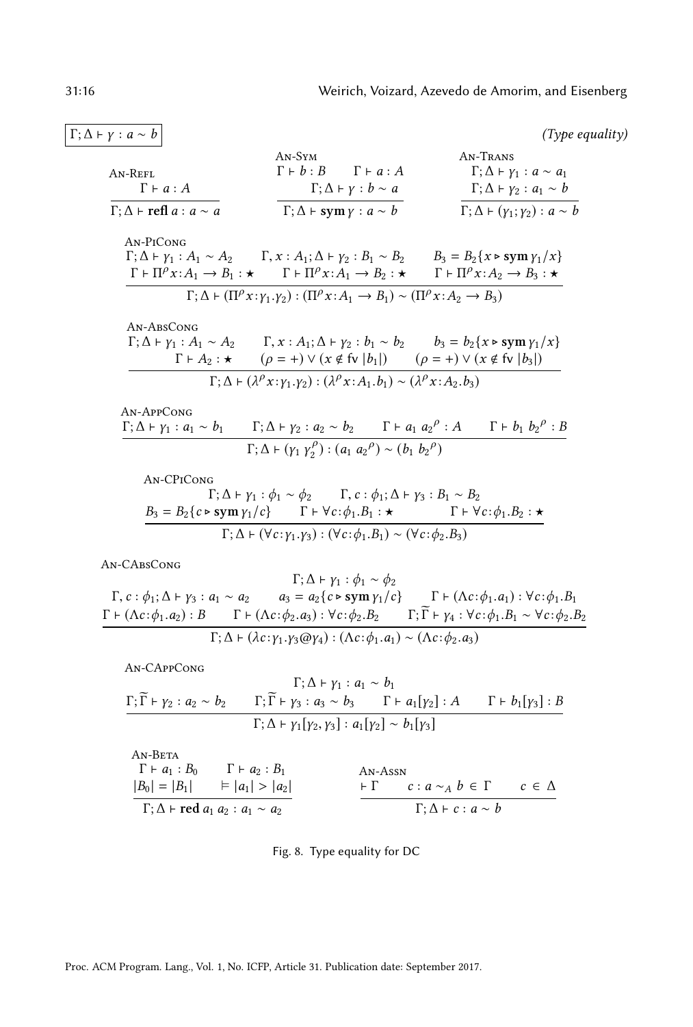$\boxed{\Gamma; \Delta \vdash \gamma : a \sim b}$ *(Type equality)*

An-Refl
$$\frac{\Gamma \vdash a : A}{\Gamma; \Delta \vdash \mathbf{refl}\, a : a \sim a}$$

An-Sym
$$\frac{\Gamma \vdash b : B \qquad \Gamma \vdash a : A \qquad \Gamma; \Delta \vdash \gamma : b \sim a}{\Gamma; \Delta \vdash \mathbf{sym}\, \gamma : a \sim b}$$

An-Trans
$$\frac{\Gamma; \Delta \vdash \gamma_1 : a \sim a_1 \qquad \Gamma; \Delta \vdash \gamma_2 : a_1 \sim b}{\Gamma; \Delta \vdash (\gamma_1; \gamma_2) : a \sim b}$$

An-PiCong
$$\frac{\begin{array}{c}\Gamma; \Delta \vdash \gamma_1 : A_1 \sim A_2 \qquad \Gamma, x : A_1; \Delta \vdash \gamma_2 : B_1 \sim B_2 \qquad B_3 = B_2\{x \triangleright \mathbf{sym}\, \gamma_1 / x\} \\ \Gamma \vdash \Pi^\rho x{:}A_1 \to B_1 : \star \qquad \Gamma \vdash \Pi^\rho x{:}A_1 \to B_2 : \star \qquad \Gamma \vdash \Pi^\rho x{:}A_2 \to B_3 : \star\end{array}}{\Gamma; \Delta \vdash (\Pi^\rho x{:}\gamma_1.\gamma_2) : (\Pi^\rho x{:}A_1 \to B_1) \sim (\Pi^\rho x{:}A_2 \to B_3)}$$

An-AbsCong
$$\frac{\begin{array}{c}\Gamma; \Delta \vdash \gamma_1 : A_1 \sim A_2 \qquad \Gamma, x : A_1; \Delta \vdash \gamma_2 : b_1 \sim b_2 \qquad b_3 = b_2\{x \triangleright \mathbf{sym}\, \gamma_1 / x\} \\ \Gamma \vdash A_2 : \star \qquad (\rho = +) \lor (x \notin \mathsf{fv}\, |b_1|) \qquad (\rho = +) \lor (x \notin \mathsf{fv}\, |b_3|)\end{array}}{\Gamma; \Delta \vdash (\lambda^\rho x{:}\gamma_1.\gamma_2) : (\lambda^\rho x{:}A_1.b_1) \sim (\lambda^\rho x{:}A_2.b_3)}$$

An-AppCong
$$\frac{\Gamma; \Delta \vdash \gamma_1 : a_1 \sim b_1 \qquad \Gamma; \Delta \vdash \gamma_2 : a_2 \sim b_2 \qquad \Gamma \vdash a_1\ a_2{}^\rho : A \qquad \Gamma \vdash b_1\ b_2{}^\rho : B}{\Gamma; \Delta \vdash (\gamma_1\ \gamma_2^\rho) : (a_1\ a_2{}^\rho) \sim (b_1\ b_2{}^\rho)}$$

An-CPiCong
$$\frac{\begin{array}{c}\Gamma; \Delta \vdash \gamma_1 : \phi_1 \sim \phi_2 \qquad \Gamma, c : \phi_1; \Delta \vdash \gamma_3 : B_1 \sim B_2 \\ B_3 = B_2\{c \triangleright \mathbf{sym}\, \gamma_1 / c\} \qquad \Gamma \vdash \forall c{:}\phi_1.B_1 : \star \qquad \Gamma \vdash \forall c{:}\phi_1.B_2 : \star\end{array}}{\Gamma; \Delta \vdash (\forall c{:}\gamma_1.\gamma_3) : (\forall c{:}\phi_1.B_1) \sim (\forall c{:}\phi_2.B_3)}$$

An-CAbsCong
$$\frac{\begin{array}{c}\Gamma; \Delta \vdash \gamma_1 : \phi_1 \sim \phi_2 \\ \Gamma, c : \phi_1; \Delta \vdash \gamma_3 : a_1 \sim a_2 \qquad a_3 = a_2\{c \triangleright \mathbf{sym}\, \gamma_1 / c\} \qquad \Gamma \vdash (\Lambda c{:}\phi_1.a_1) : \forall c{:}\phi_1.B_1 \\ \Gamma \vdash (\Lambda c{:}\phi_1.a_2) : B \qquad \Gamma \vdash (\Lambda c{:}\phi_2.a_3) : \forall c{:}\phi_2.B_2 \qquad \Gamma; \widetilde{\Gamma} \vdash \gamma_4 : \forall c{:}\phi_1.B_1 \sim \forall c{:}\phi_2.B_2\end{array}}{\Gamma; \Delta \vdash (\lambda c{:}\gamma_1.\gamma_3@\gamma_4) : (\Lambda c{:}\phi_1.a_1) \sim (\Lambda c{:}\phi_2.a_3)}$$

An-CAppCong
$$\frac{\begin{array}{c}\Gamma; \Delta \vdash \gamma_1 : a_1 \sim b_1 \\ \Gamma; \widetilde{\Gamma} \vdash \gamma_2 : a_2 \sim b_2 \qquad \Gamma; \widetilde{\Gamma} \vdash \gamma_3 : a_3 \sim b_3 \qquad \Gamma \vdash a_1[\gamma_2] : A \qquad \Gamma \vdash b_1[\gamma_3] : B\end{array}}{\Gamma; \Delta \vdash \gamma_1[\gamma_2, \gamma_3] : a_1[\gamma_2] \sim b_1[\gamma_3]}$$

An-Beta
$$\frac{\begin{array}{c}\Gamma \vdash a_1 : B_0 \qquad \Gamma \vdash a_2 : B_1 \\ |B_0| = |B_1| \qquad \vDash |a_1| > |a_2|\end{array}}{\Gamma; \Delta \vdash \mathbf{red}\ a_1\ a_2 : a_1 \sim a_2}$$

An-Assn
$$\frac{\vdash \Gamma \qquad c : a \sim_A b \in \Gamma \qquad c \in \Delta}{\Gamma; \Delta \vdash c : a \sim b}$$

Fig. 8. Type equality for DC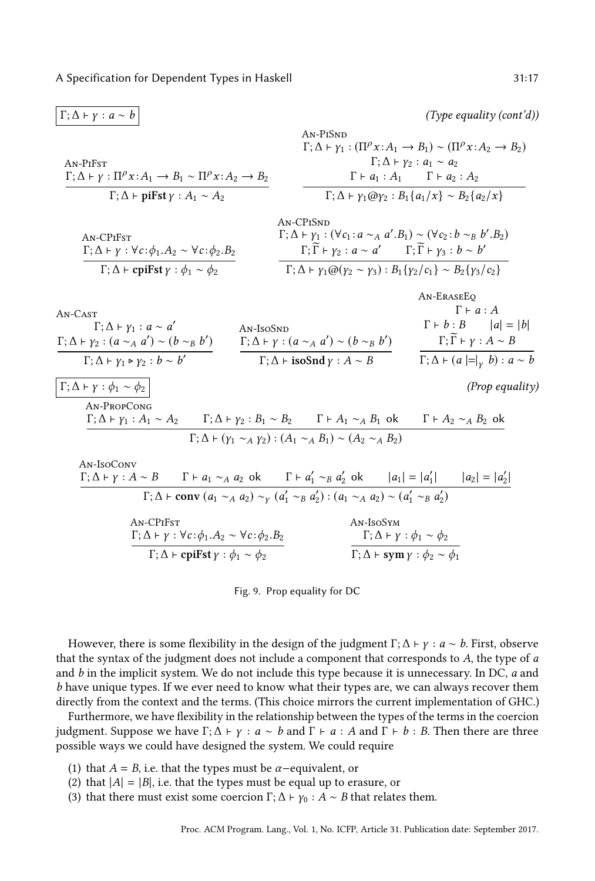$\boxed{\Gamma; \Delta \vdash \gamma : a \sim b}$ *(Type equality (cont'd))*

An-PiFst
$$\frac{\Gamma; \Delta \vdash \gamma : \Pi^\rho x\!:\!A_1 \to B_1 \sim \Pi^\rho x\!:\!A_2 \to B_2}{\Gamma; \Delta \vdash \mathbf{piFst}\,\gamma : A_1 \sim A_2}$$

An-PiSnd
$$\frac{\begin{array}{c}\Gamma; \Delta \vdash \gamma_1 : (\Pi^\rho x\!:\!A_1 \to B_1) \sim (\Pi^\rho x\!:\!A_2 \to B_2) \\ \Gamma; \Delta \vdash \gamma_2 : a_1 \sim a_2 \\ \Gamma \vdash a_1 : A_1 \qquad \Gamma \vdash a_2 : A_2\end{array}}{\Gamma; \Delta \vdash \gamma_1 @ \gamma_2 : B_1\{a_1/x\} \sim B_2\{a_2/x\}}$$

An-CPiFst
$$\frac{\Gamma; \Delta \vdash \gamma : \forall c\!:\!\phi_1.A_2 \sim \forall c\!:\!\phi_2.B_2}{\Gamma; \Delta \vdash \mathbf{cpiFst}\,\gamma : \phi_1 \sim \phi_2}$$

An-CPiSnd
$$\frac{\begin{array}{c}\Gamma; \Delta \vdash \gamma_1 : (\forall c_1\!:\!a \sim_A a'.B_1) \sim (\forall c_2\!:\!b \sim_B b'.B_2) \\ \Gamma; \widetilde{\Gamma} \vdash \gamma_2 : a \sim a' \qquad \Gamma; \widetilde{\Gamma} \vdash \gamma_3 : b \sim b'\end{array}}{\Gamma; \Delta \vdash \gamma_1 @ (\gamma_2 \sim \gamma_3) : B_1\{\gamma_2/c_1\} \sim B_2\{\gamma_3/c_2\}}$$

An-Cast
$$\frac{\begin{array}{c}\Gamma; \Delta \vdash \gamma_1 : a \sim a' \\ \Gamma; \Delta \vdash \gamma_2 : (a \sim_A a') \sim (b \sim_B b')\end{array}}{\Gamma; \Delta \vdash \gamma_1 \triangleright \gamma_2 : b \sim b'}$$

An-IsoSnd
$$\frac{\Gamma; \Delta \vdash \gamma : (a \sim_A a') \sim (b \sim_B b')}{\Gamma; \Delta \vdash \mathbf{isoSnd}\,\gamma : A \sim B}$$

An-EraseEq
$$\frac{\begin{array}{c}\Gamma \vdash a : A \\ \Gamma \vdash b : B \qquad |a| = |b| \\ \Gamma; \widetilde{\Gamma} \vdash \gamma : A \sim B\end{array}}{\Gamma; \Delta \vdash (a \mathrel{|\!=\!|_\gamma} b) : a \sim b}$$

$\boxed{\Gamma; \Delta \vdash \gamma : \phi_1 \sim \phi_2}$ *(Prop equality)*

An-PropCong
$$\frac{\Gamma; \Delta \vdash \gamma_1 : A_1 \sim A_2 \qquad \Gamma; \Delta \vdash \gamma_2 : B_1 \sim B_2 \qquad \Gamma \vdash A_1 \sim_A B_1 \ \mathsf{ok} \qquad \Gamma \vdash A_2 \sim_A B_2 \ \mathsf{ok}}{\Gamma; \Delta \vdash (\gamma_1 \sim_A \gamma_2) : (A_1 \sim_A B_1) \sim (A_2 \sim_A B_2)}$$

An-IsoConv
$$\frac{\Gamma; \Delta \vdash \gamma : A \sim B \qquad \Gamma \vdash a_1 \sim_A a_2 \ \mathsf{ok} \qquad \Gamma \vdash a_1' \sim_B a_2' \ \mathsf{ok} \qquad |a_1| = |a_1'| \qquad |a_2| = |a_2'|}{\Gamma; \Delta \vdash \mathbf{conv}\,(a_1 \sim_A a_2) \sim_\gamma (a_1' \sim_B a_2') : (a_1 \sim_A a_2) \sim (a_1' \sim_B a_2')}$$

An-CPiFst
$$\frac{\Gamma; \Delta \vdash \gamma : \forall c\!:\!\phi_1.A_2 \sim \forall c\!:\!\phi_2.B_2}{\Gamma; \Delta \vdash \mathbf{cpiFst}\,\gamma : \phi_1 \sim \phi_2}$$

An-IsoSym
$$\frac{\Gamma; \Delta \vdash \gamma : \phi_1 \sim \phi_2}{\Gamma; \Delta \vdash \mathbf{sym}\,\gamma : \phi_2 \sim \phi_1}$$

Fig. 9. Prop equality for DC

However, there is some flexibility in the design of the judgment $\Gamma; \Delta \vdash \gamma : a \sim b$. First, observe that the syntax of the judgment does not include a component that corresponds to $A$, the type of $a$ and $b$ in the implicit system. We do not include this type because it is unnecessary. In DC, $a$ and $b$ have unique types. If we ever need to know what their types are, we can always recover them directly from the context and the terms. (This choice mirrors the current implementation of GHC.)

Furthermore, we have flexibility in the relationship between the types of the terms in the coercion judgment. Suppose we have $\Gamma; \Delta \vdash \gamma : a \sim b$ and $\Gamma \vdash a : A$ and $\Gamma \vdash b : B$. Then there are three possible ways we could have designed the system. We could require

1. that $A = B$, i.e. that the types must be $\alpha$−equivalent, or
2. that $|A| = |B|$, i.e. that the types must be equal up to erasure, or
3. that there must exist some coercion $\Gamma; \Delta \vdash \gamma_0 : A \sim B$ that relates them.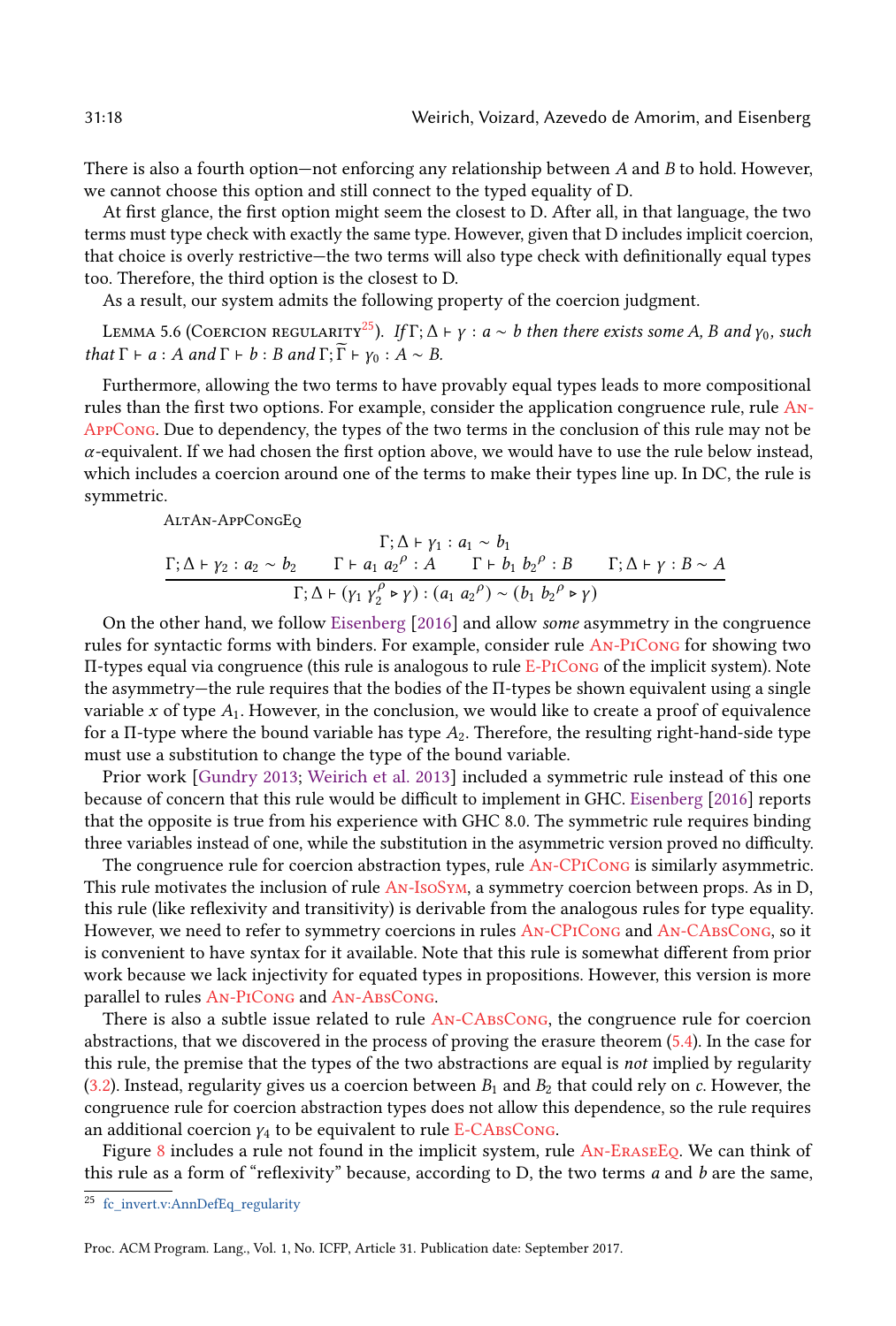There is also a fourth option—not enforcing any relationship between $A$ and $B$ to hold. However, we cannot choose this option and still connect to the typed equality of D.

At first glance, the first option might seem the closest to D. After all, in that language, the two terms must type check with exactly the same type. However, given that D includes implicit coercion, that choice is overly restrictive—the two terms will also type check with definitionally equal types too. Therefore, the third option is the closest to D.

As a result, our system admits the following property of the coercion judgment.

Lemma 5.6 (Coercion regularity[25]). *If* $\Gamma; \Delta \vdash \gamma : a \sim b$ *then there exists some* $A$, $B$ *and* $\gamma_0$, *such that* $\Gamma \vdash a : A$ *and* $\Gamma \vdash b : B$ *and* $\Gamma; \widetilde{\Gamma} \vdash \gamma_0 : A \sim B$.

Furthermore, allowing the two terms to have provably equal types leads to more compositional rules than the first two options. For example, consider the application congruence rule, rule An-AppCong. Due to dependency, the types of the two terms in the conclusion of this rule may not be $\alpha$-equivalent. If we had chosen the first option above, we would have to use the rule below instead, which includes a coercion around one of the terms to make their types line up. In DC, the rule is symmetric.

AltAn-AppCongEq

$$\frac{\Gamma; \Delta \vdash \gamma_1 : a_1 \sim b_1 \qquad \Gamma; \Delta \vdash \gamma_2 : a_2 \sim b_2 \qquad \Gamma \vdash a_1\ a_2{}^{\rho} : A \qquad \Gamma \vdash b_1\ b_2{}^{\rho} : B \qquad \Gamma; \Delta \vdash \gamma : B \sim A}{\Gamma; \Delta \vdash (\gamma_1\ \gamma_2^{\rho} \triangleright \gamma) : (a_1\ a_2{}^{\rho}) \sim (b_1\ b_2{}^{\rho} \triangleright \gamma)}$$

On the other hand, we follow Eisenberg [2016] and allow *some* asymmetry in the congruence rules for syntactic forms with binders. For example, consider rule An-PiCong for showing two $\Pi$-types equal via congruence (this rule is analogous to rule E-PiCong of the implicit system). Note the asymmetry—the rule requires that the bodies of the $\Pi$-types be shown equivalent using a single variable $x$ of type $A_1$. However, in the conclusion, we would like to create a proof of equivalence for a $\Pi$-type where the bound variable has type $A_2$. Therefore, the resulting right-hand-side type must use a substitution to change the type of the bound variable.

Prior work [Gundry 2013; Weirich et al. 2013] included a symmetric rule instead of this one because of concern that this rule would be difficult to implement in GHC. Eisenberg [2016] reports that the opposite is true from his experience with GHC 8.0. The symmetric rule requires binding three variables instead of one, while the substitution in the asymmetric version proved no difficulty.

The congruence rule for coercion abstraction types, rule An-CPiCong is similarly asymmetric. This rule motivates the inclusion of rule An-IsoSym, a symmetry coercion between props. As in D, this rule (like reflexivity and transitivity) is derivable from the analogous rules for type equality. However, we need to refer to symmetry coercions in rules An-CPiCong and An-CAbsCong, so it is convenient to have syntax for it available. Note that this rule is somewhat different from prior work because we lack injectivity for equated types in propositions. However, this version is more parallel to rules An-PiCong and An-AbsCong.

There is also a subtle issue related to rule An-CAbsCong, the congruence rule for coercion abstractions, that we discovered in the process of proving the erasure theorem (5.4). In the case for this rule, the premise that the types of the two abstractions are equal is *not* implied by regularity (3.2). Instead, regularity gives us a coercion between $B_1$ and $B_2$ that could rely on $c$. However, the congruence rule for coercion abstraction types does not allow this dependence, so the rule requires an additional coercion $\gamma_4$ to be equivalent to rule E-CAbsCong.

Figure 8 includes a rule not found in the implicit system, rule An-EraseEq. We can think of this rule as a form of "reflexivity" because, according to D, the two terms $a$ and $b$ are the same,

[25] fc_invert.v:AnnDefEq_regularity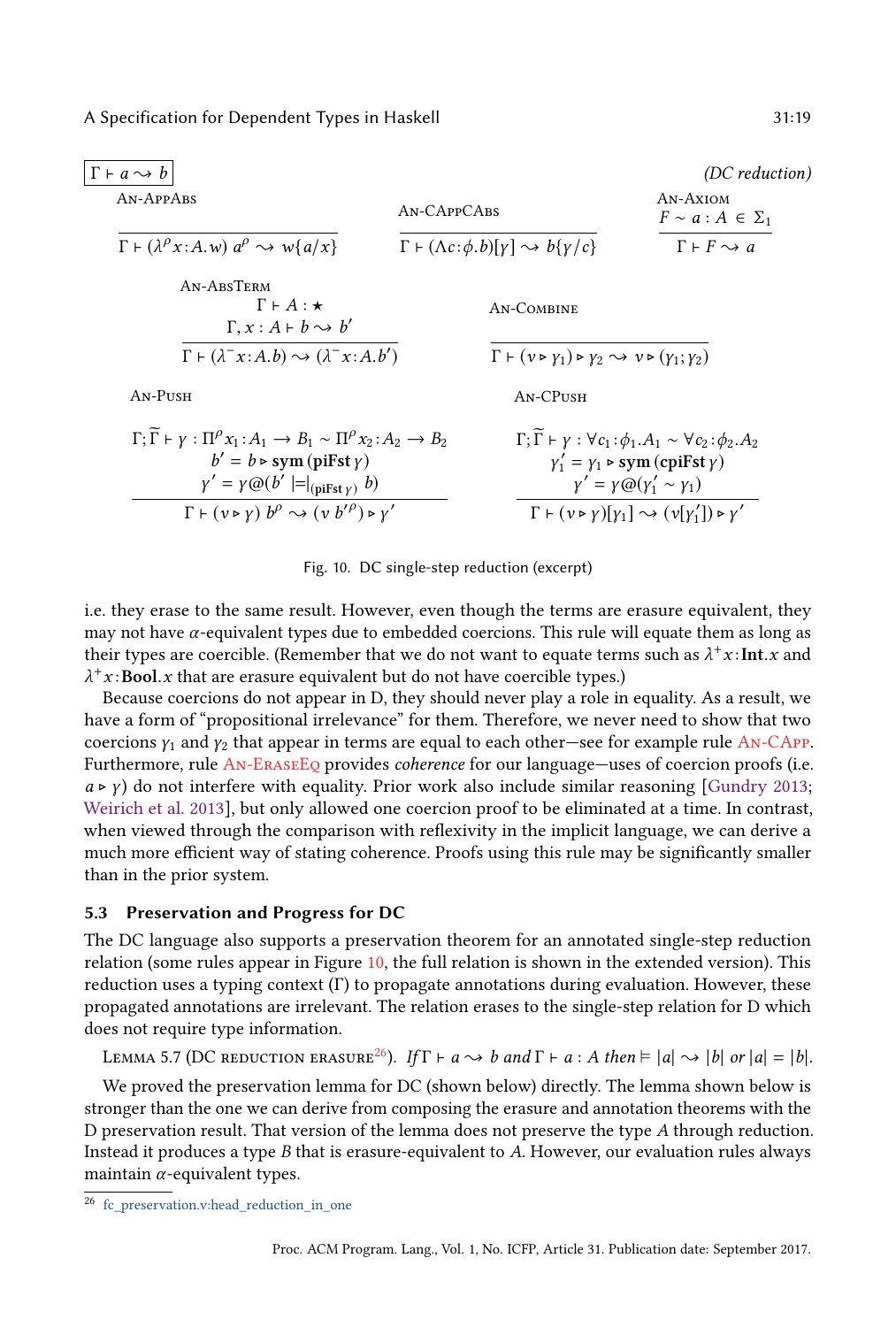$$\boxed{\Gamma \vdash a \leadsto b} \qquad \textit{(DC reduction)}$$

An-AppAbs
$$\frac{}{\Gamma \vdash (\lambda^{\rho} x{:}A.w)\ a^{\rho} \leadsto w\{a/x\}}$$

An-CAppCAbs
$$\frac{}{\Gamma \vdash (\Lambda c{:}\phi.b)[\gamma] \leadsto b\{\gamma/c\}}$$

An-Axiom
$$\frac{F \sim a : A \in \Sigma_1}{\Gamma \vdash F \leadsto a}$$

An-AbsTerm
$$\frac{\Gamma \vdash A : \star \qquad \Gamma, x : A \vdash b \leadsto b'}{\Gamma \vdash (\lambda^{-} x{:}A.b) \leadsto (\lambda^{-} x{:}A.b')}$$

An-Combine
$$\frac{}{\Gamma \vdash (v \triangleright \gamma_1) \triangleright \gamma_2 \leadsto v \triangleright (\gamma_1; \gamma_2)}$$

An-Push
$$\frac{\Gamma; \widetilde{\Gamma} \vdash \gamma : \Pi^{\rho} x_1{:}A_1 \to B_1 \sim \Pi^{\rho} x_2{:}A_2 \to B_2 \qquad b' = b \triangleright \mathbf{sym}\,(\mathbf{piFst}\,\gamma) \qquad \gamma' = \gamma@(b' \mid=\mid_{(\mathbf{piFst}\,\gamma)} b)}{\Gamma \vdash (v \triangleright \gamma)\ b^{\rho} \leadsto (v\ b'^{\rho}) \triangleright \gamma'}$$

An-CPush
$$\frac{\Gamma; \widetilde{\Gamma} \vdash \gamma : \forall c_1{:}\phi_1.A_1 \sim \forall c_2{:}\phi_2.A_2 \qquad \gamma_1' = \gamma_1 \triangleright \mathbf{sym}\,(\mathbf{cpiFst}\,\gamma) \qquad \gamma' = \gamma@(\gamma_1' \sim \gamma_1)}{\Gamma \vdash (v \triangleright \gamma)[\gamma_1] \leadsto (v[\gamma_1']) \triangleright \gamma'}$$

Fig. 10. DC single-step reduction (excerpt)

i.e. they erase to the same result. However, even though the terms are erasure equivalent, they may not have $\alpha$-equivalent types due to embedded coercions. This rule will equate them as long as their types are coercible. (Remember that we do not want to equate terms such as $\lambda^{+}x{:}\mathbf{Int}.x$ and $\lambda^{+}x{:}\mathbf{Bool}.x$ that are erasure equivalent but do not have coercible types.)

Because coercions do not appear in D, they should never play a role in equality. As a result, we have a form of "propositional irrelevance" for them. Therefore, we never need to show that two coercions $\gamma_1$ and $\gamma_2$ that appear in terms are equal to each other—see for example rule An-CApp. Furthermore, rule An-EraseEq provides *coherence* for our language—uses of coercion proofs (i.e. $a \triangleright \gamma$) do not interfere with equality. Prior work also include similar reasoning [Gundry 2013; Weirich et al. 2013], but only allowed one coercion proof to be eliminated at a time. In contrast, when viewed through the comparison with reflexivity in the implicit language, we can derive a much more efficient way of stating coherence. Proofs using this rule may be significantly smaller than in the prior system.

### 5.3 Preservation and Progress for DC

The DC language also supports a preservation theorem for an annotated single-step reduction relation (some rules appear in Figure 10, the full relation is shown in the extended version). This reduction uses a typing context ($\Gamma$) to propagate annotations during evaluation. However, these propagated annotations are irrelevant. The relation erases to the single-step relation for D which does not require type information.

Lemma 5.7 (DC reduction erasure[26]). *If* $\Gamma \vdash a \leadsto b$ *and* $\Gamma \vdash a : A$ *then* $\vDash |a| \leadsto |b|$ *or* $|a| = |b|$.

We proved the preservation lemma for DC (shown below) directly. The lemma shown below is stronger than the one we can derive from composing the erasure and annotation theorems with the D preservation result. That version of the lemma does not preserve the type $A$ through reduction. Instead it produces a type $B$ that is erasure-equivalent to $A$. However, our evaluation rules always maintain $\alpha$-equivalent types.

[26] fc_preservation.v:head_reduction_in_one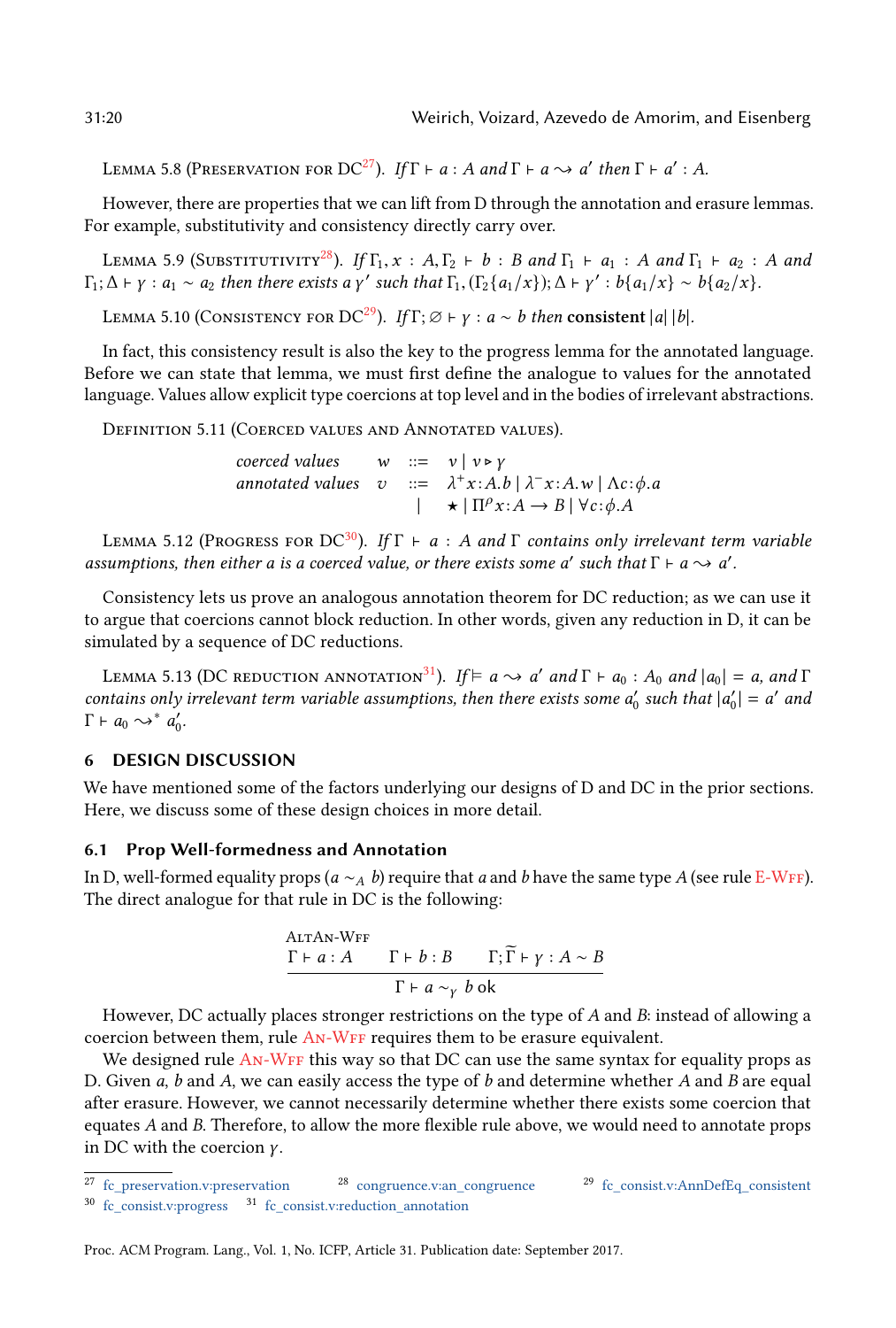Lemma 5.8 (Preservation for DC[27]). *If* $\Gamma \vdash a : A$ *and* $\Gamma \vdash a \rightsquigarrow a'$ *then* $\Gamma \vdash a' : A$.

However, there are properties that we can lift from D through the annotation and erasure lemmas. For example, substitutivity and consistency directly carry over.

Lemma 5.9 (Substitutivity[28]). *If* $\Gamma_1, x : A, \Gamma_2 \vdash b : B$ *and* $\Gamma_1 \vdash a_1 : A$ *and* $\Gamma_1 \vdash a_2 : A$ *and* $\Gamma_1; \Delta \vdash \gamma : a_1 \sim a_2$ *then there exists a* $\gamma'$ *such that* $\Gamma_1, (\Gamma_2\{a_1/x\}); \Delta \vdash \gamma' : b\{a_1/x\} \sim b\{a_2/x\}$.

Lemma 5.10 (Consistency for DC[29]). *If* $\Gamma; \varnothing \vdash \gamma : a \sim b$ *then* **consistent** $|a|\,|b|$.

In fact, this consistency result is also the key to the progress lemma for the annotated language. Before we can state that lemma, we must first define the analogue to values for the annotated language. Values allow explicit type coercions at top level and in the bodies of irrelevant abstractions.

Definition 5.11 (Coerced values and Annotated values).

$$
\begin{array}{llll}
\textit{coerced values} & w & ::= & v \mid v \triangleright \gamma \\
\textit{annotated values} & v & ::= & \lambda^{+}x{:}A.b \mid \lambda^{-}x{:}A.w \mid \Lambda c{:}\phi.a \\
 & & \mid & \star \mid \Pi^{\rho}x{:}A \to B \mid \forall c{:}\phi.A
\end{array}
$$

Lemma 5.12 (Progress for DC[30]). *If* $\Gamma \vdash a : A$ *and* $\Gamma$ *contains only irrelevant term variable assumptions, then either* $a$ *is a coerced value, or there exists some* $a'$ *such that* $\Gamma \vdash a \rightsquigarrow a'$.

Consistency lets us prove an analogous annotation theorem for DC reduction; as we can use it to argue that coercions cannot block reduction. In other words, given any reduction in D, it can be simulated by a sequence of DC reductions.

Lemma 5.13 (DC reduction annotation[31]). *If* $\vDash a \rightsquigarrow a'$ *and* $\Gamma \vdash a_0 : A_0$ *and* $|a_0| = a$, *and* $\Gamma$ *contains only irrelevant term variable assumptions, then there exists some* $a_0'$ *such that* $|a_0'| = a'$ *and* $\Gamma \vdash a_0 \rightsquigarrow^{*} a_0'$.

## 6 DESIGN DISCUSSION

We have mentioned some of the factors underlying our designs of D and DC in the prior sections. Here, we discuss some of these design choices in more detail.

### 6.1 Prop Well-formedness and Annotation

In D, well-formed equality props ($a \sim_A b$) require that $a$ and $b$ have the same type $A$ (see rule E-Wff). The direct analogue for that rule in DC is the following:

$$
\textsc{AltAn-Wff}\quad \frac{\Gamma \vdash a : A \qquad \Gamma \vdash b : B \qquad \Gamma; \widetilde{\Gamma} \vdash \gamma : A \sim B}{\Gamma \vdash a \sim_{\gamma} b \;\mathsf{ok}}
$$

However, DC actually places stronger restrictions on the type of $A$ and $B$: instead of allowing a coercion between them, rule An-Wff requires them to be erasure equivalent.

We designed rule An-Wff this way so that DC can use the same syntax for equality props as D. Given $a$, $b$ and $A$, we can easily access the type of $b$ and determine whether $A$ and $B$ are equal after erasure. However, we cannot necessarily determine whether there exists some coercion that equates $A$ and $B$. Therefore, to allow the more flexible rule above, we would need to annotate props in DC with the coercion $\gamma$.

---

[27] fc_preservation.v:preservation
[28] congruence.v:an_congruence
[29] fc_consist.v:AnnDefEq_consistent
[30] fc_consist.v:progress
[31] fc_consist.v:reduction_annotation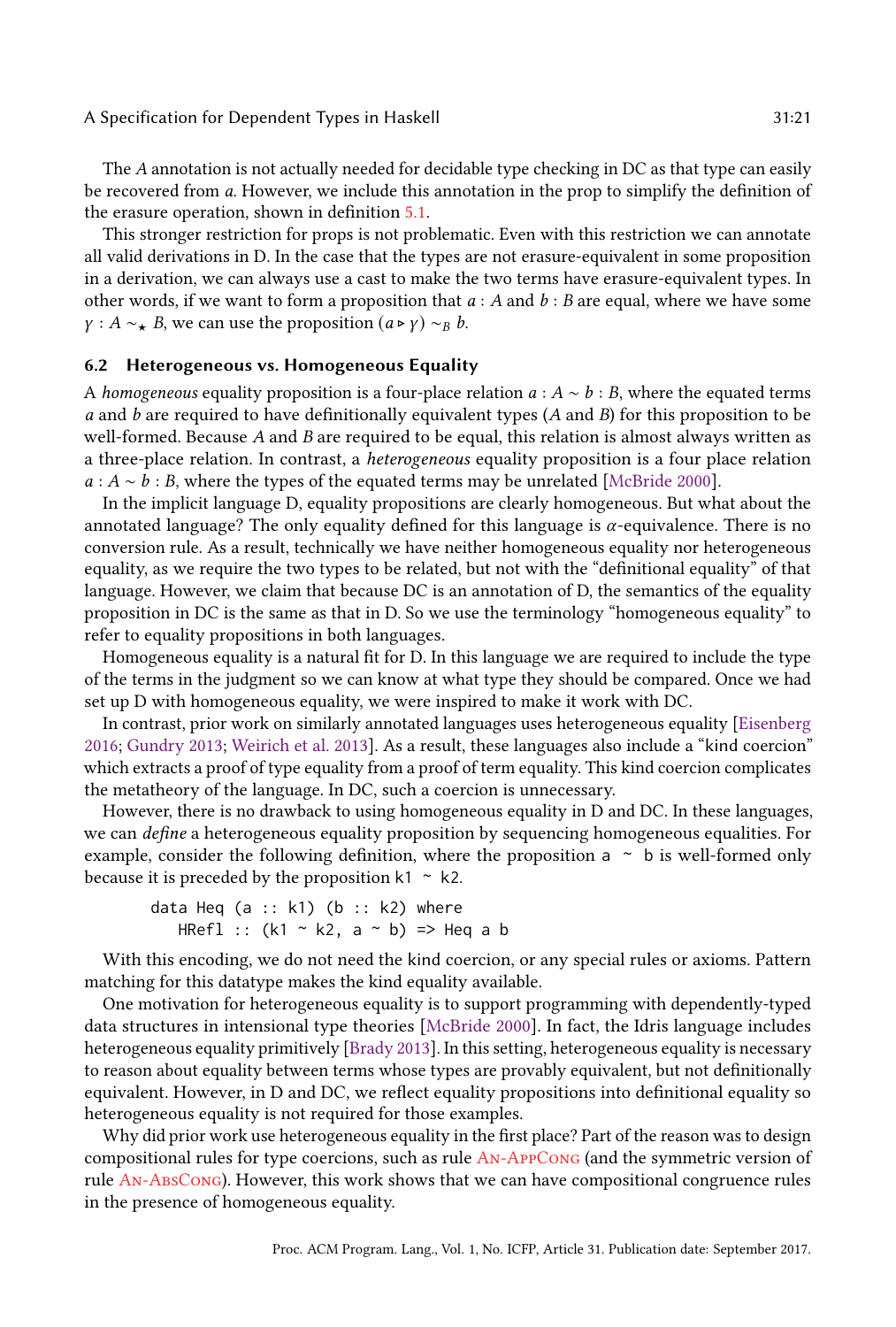The $A$ annotation is not actually needed for decidable type checking in DC as that type can easily be recovered from $a$. However, we include this annotation in the prop to simplify the definition of the erasure operation, shown in definition 5.1.

This stronger restriction for props is not problematic. Even with this restriction we can annotate all valid derivations in D. In the case that the types are not erasure-equivalent in some proposition in a derivation, we can always use a cast to make the two terms have erasure-equivalent types. In other words, if we want to form a proposition that $a : A$ and $b : B$ are equal, where we have some $\gamma : A \sim_{\star} B$, we can use the proposition $(a \triangleright \gamma) \sim_B b$.

### 6.2 Heterogeneous vs. Homogeneous Equality

A *homogeneous* equality proposition is a four-place relation $a : A \sim b : B$, where the equated terms $a$ and $b$ are required to have definitionally equivalent types ($A$ and $B$) for this proposition to be well-formed. Because $A$ and $B$ are required to be equal, this relation is almost always written as a three-place relation. In contrast, a *heterogeneous* equality proposition is a four place relation $a : A \sim b : B$, where the types of the equated terms may be unrelated [McBride 2000].

In the implicit language D, equality propositions are clearly homogeneous. But what about the annotated language? The only equality defined for this language is $\alpha$-equivalence. There is no conversion rule. As a result, technically we have neither homogeneous equality nor heterogeneous equality, as we require the two types to be related, but not with the "definitional equality" of that language. However, we claim that because DC is an annotation of D, the semantics of the equality proposition in DC is the same as that in D. So we use the terminology "homogeneous equality" to refer to equality propositions in both languages.

Homogeneous equality is a natural fit for D. In this language we are required to include the type of the terms in the judgment so we can know at what type they should be compared. Once we had set up D with homogeneous equality, we were inspired to make it work with DC.

In contrast, prior work on similarly annotated languages uses heterogeneous equality [Eisenberg 2016; Gundry 2013; Weirich et al. 2013]. As a result, these languages also include a "kind coercion" which extracts a proof of type equality from a proof of term equality. This kind coercion complicates the metatheory of the language. In DC, such a coercion is unnecessary.

However, there is no drawback to using homogeneous equality in D and DC. In these languages, we can *define* a heterogeneous equality proposition by sequencing homogeneous equalities. For example, consider the following definition, where the proposition `a ~ b` is well-formed only because it is preceded by the proposition `k1 ~ k2`.

```
data Heq (a :: k1) (b :: k2) where
   HRefl :: (k1 ~ k2, a ~ b) => Heq a b
```

With this encoding, we do not need the kind coercion, or any special rules or axioms. Pattern matching for this datatype makes the kind equality available.

One motivation for heterogeneous equality is to support programming with dependently-typed data structures in intensional type theories [McBride 2000]. In fact, the Idris language includes heterogeneous equality primitively [Brady 2013]. In this setting, heterogeneous equality is necessary to reason about equality between terms whose types are provably equivalent, but not definitionally equivalent. However, in D and DC, we reflect equality propositions into definitional equality so heterogeneous equality is not required for those examples.

Why did prior work use heterogeneous equality in the first place? Part of the reason was to design compositional rules for type coercions, such as rule An-AppCong (and the symmetric version of rule An-AbsCong). However, this work shows that we can have compositional congruence rules in the presence of homogeneous equality.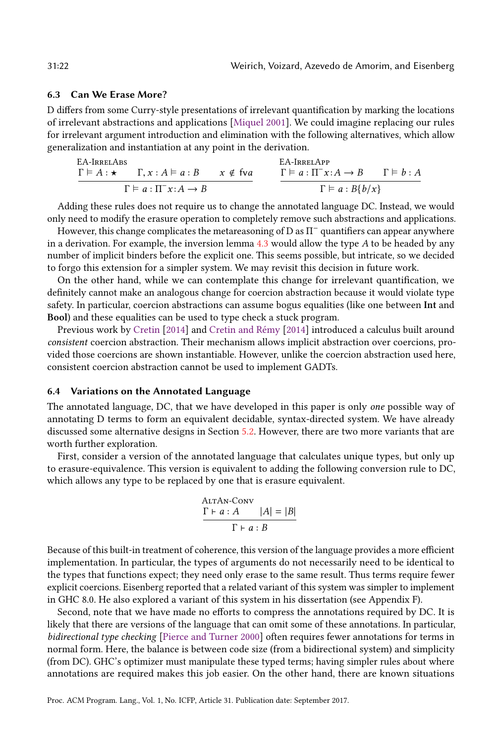### 6.3 Can We Erase More?

D differs from some Curry-style presentations of irrelevant quantification by marking the locations of irrelevant abstractions and applications [Miquel 2001]. We could imagine replacing our rules for irrelevant argument introduction and elimination with the following alternatives, which allow generalization and instantiation at any point in the derivation.

$$\textsc{EA-IrrelAbs}\quad \frac{\Gamma \vDash A : \star \qquad \Gamma, x : A \vDash a : B \qquad x \notin \mathsf{fv} a}{\Gamma \vDash a : \Pi^{-} x{:}A \to B} \qquad\qquad \textsc{EA-IrrelApp}\quad \frac{\Gamma \vDash a : \Pi^{-} x{:}A \to B \qquad \Gamma \vDash b : A}{\Gamma \vDash a : B\{b/x\}}$$

Adding these rules does not require us to change the annotated language DC. Instead, we would only need to modify the erasure operation to completely remove such abstractions and applications.

However, this change complicates the metareasoning of D as $\Pi^{-}$ quantifiers can appear anywhere in a derivation. For example, the inversion lemma 4.3 would allow the type $A$ to be headed by any number of implicit binders before the explicit one. This seems possible, but intricate, so we decided to forgo this extension for a simpler system. We may revisit this decision in future work.

On the other hand, while we can contemplate this change for irrelevant quantification, we definitely cannot make an analogous change for coercion abstraction because it would violate type safety. In particular, coercion abstractions can assume bogus equalities (like one between **Int** and **Bool**) and these equalities can be used to type check a stuck program.

Previous work by Cretin [2014] and Cretin and Rémy [2014] introduced a calculus built around *consistent* coercion abstraction. Their mechanism allows implicit abstraction over coercions, provided those coercions are shown instantiable. However, unlike the coercion abstraction used here, consistent coercion abstraction cannot be used to implement GADTs.

### 6.4 Variations on the Annotated Language

The annotated language, DC, that we have developed in this paper is only *one* possible way of annotating D terms to form an equivalent decidable, syntax-directed system. We have already discussed some alternative designs in Section 5.2. However, there are two more variants that are worth further exploration.

First, consider a version of the annotated language that calculates unique types, but only up to erasure-equivalence. This version is equivalent to adding the following conversion rule to DC, which allows any type to be replaced by one that is erasure equivalent.

$$\textsc{AltAn-Conv}\quad \frac{\Gamma \vdash a : A \qquad |A| = |B|}{\Gamma \vdash a : B}$$

Because of this built-in treatment of coherence, this version of the language provides a more efficient implementation. In particular, the types of arguments do not necessarily need to be identical to the types that functions expect; they need only erase to the same result. Thus terms require fewer explicit coercions. Eisenberg reported that a related variant of this system was simpler to implement in GHC 8.0. He also explored a variant of this system in his dissertation (see Appendix F).

Second, note that we have made no efforts to compress the annotations required by DC. It is likely that there are versions of the language that can omit some of these annotations. In particular, *bidirectional type checking* [Pierce and Turner 2000] often requires fewer annotations for terms in normal form. Here, the balance is between code size (from a bidirectional system) and simplicity (from DC). GHC's optimizer must manipulate these typed terms; having simpler rules about where annotations are required makes this job easier. On the other hand, there are known situations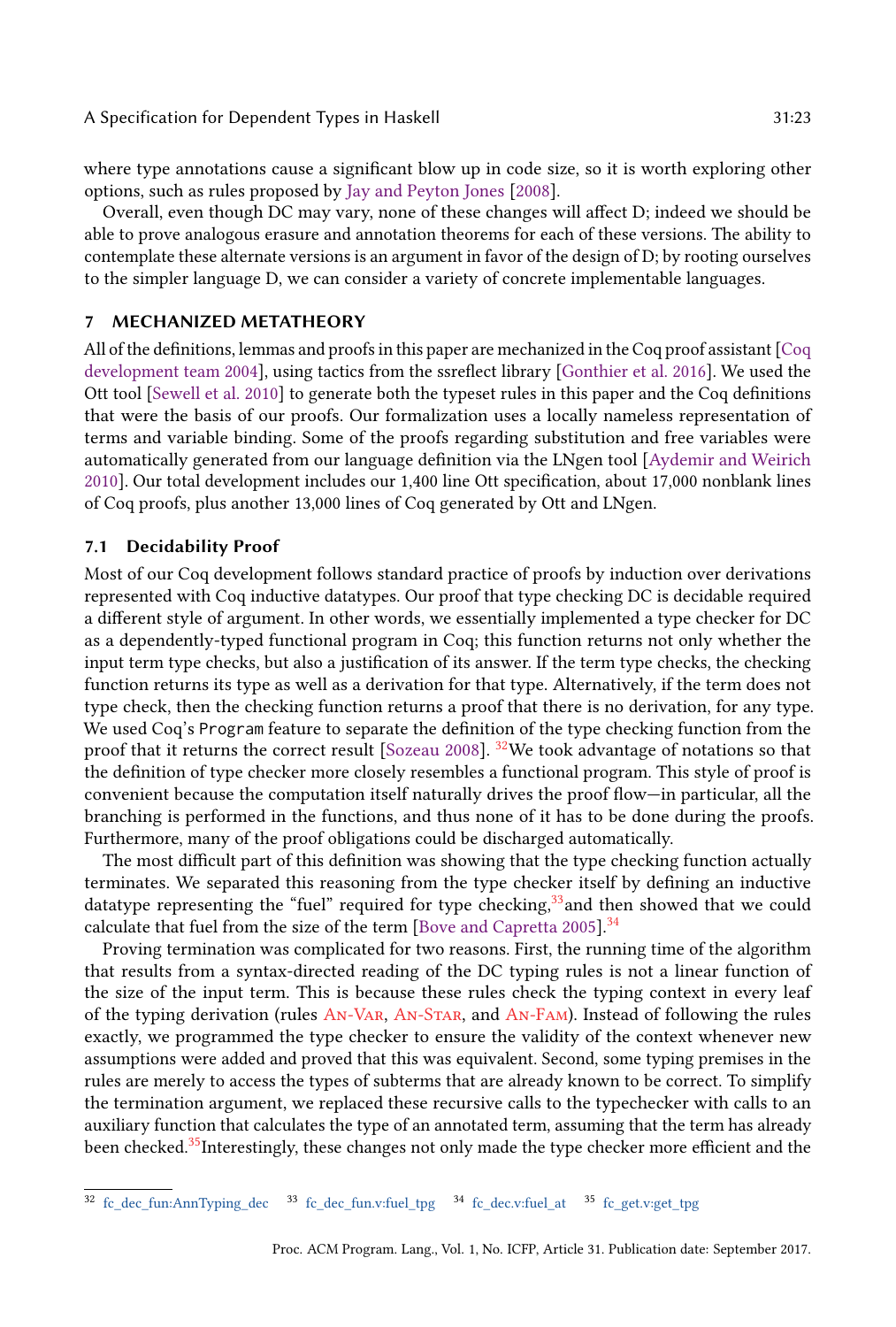where type annotations cause a significant blow up in code size, so it is worth exploring other options, such as rules proposed by Jay and Peyton Jones [2008].

Overall, even though DC may vary, none of these changes will affect D; indeed we should be able to prove analogous erasure and annotation theorems for each of these versions. The ability to contemplate these alternate versions is an argument in favor of the design of D; by rooting ourselves to the simpler language D, we can consider a variety of concrete implementable languages.

## 7 MECHANIZED METATHEORY

All of the definitions, lemmas and proofs in this paper are mechanized in the Coq proof assistant [Coq development team 2004], using tactics from the ssreflect library [Gonthier et al. 2016]. We used the Ott tool [Sewell et al. 2010] to generate both the typeset rules in this paper and the Coq definitions that were the basis of our proofs. Our formalization uses a locally nameless representation of terms and variable binding. Some of the proofs regarding substitution and free variables were automatically generated from our language definition via the LNgen tool [Aydemir and Weirich 2010]. Our total development includes our 1,400 line Ott specification, about 17,000 nonblank lines of Coq proofs, plus another 13,000 lines of Coq generated by Ott and LNgen.

### 7.1 Decidability Proof

Most of our Coq development follows standard practice of proofs by induction over derivations represented with Coq inductive datatypes. Our proof that type checking DC is decidable required a different style of argument. In other words, we essentially implemented a type checker for DC as a dependently-typed functional program in Coq; this function returns not only whether the input term type checks, but also a justification of its answer. If the term type checks, the checking function returns its type as well as a derivation for that type. Alternatively, if the term does not type check, then the checking function returns a proof that there is no derivation, for any type. We used Coq's `Program` feature to separate the definition of the type checking function from the proof that it returns the correct result [Sozeau 2008]. [32]We took advantage of notations so that the definition of type checker more closely resembles a functional program. This style of proof is convenient because the computation itself naturally drives the proof flow—in particular, all the branching is performed in the functions, and thus none of it has to be done during the proofs. Furthermore, many of the proof obligations could be discharged automatically.

The most difficult part of this definition was showing that the type checking function actually terminates. We separated this reasoning from the type checker itself by defining an inductive datatype representing the "fuel" required for type checking,[33]and then showed that we could calculate that fuel from the size of the term [Bove and Capretta 2005].[34]

Proving termination was complicated for two reasons. First, the running time of the algorithm that results from a syntax-directed reading of the DC typing rules is not a linear function of the size of the input term. This is because these rules check the typing context in every leaf of the typing derivation (rules An-Var, An-Star, and An-Fam). Instead of following the rules exactly, we programmed the type checker to ensure the validity of the context whenever new assumptions were added and proved that this was equivalent. Second, some typing premises in the rules are merely to access the types of subterms that are already known to be correct. To simplify the termination argument, we replaced these recursive calls to the typechecker with calls to an auxiliary function that calculates the type of an annotated term, assuming that the term has already been checked.[35]Interestingly, these changes not only made the type checker more efficient and the

[32] fc_dec_fun:AnnTyping_dec [33] fc_dec_fun.v:fuel_tpg [34] fc_dec.v:fuel_at [35] fc_get.v:get_tpg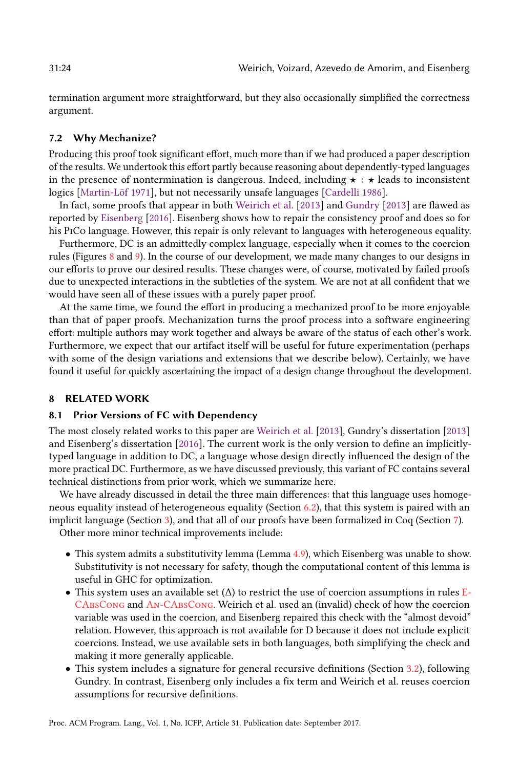termination argument more straightforward, but they also occasionally simplified the correctness argument.

### 7.2 Why Mechanize?

Producing this proof took significant effort, much more than if we had produced a paper description of the results. We undertook this effort partly because reasoning about dependently-typed languages in the presence of nontermination is dangerous. Indeed, including $\star : \star$ leads to inconsistent logics [Martin-Löf 1971], but not necessarily unsafe languages [Cardelli 1986].

In fact, some proofs that appear in both Weirich et al. [2013] and Gundry [2013] are flawed as reported by Eisenberg [2016]. Eisenberg shows how to repair the consistency proof and does so for his PiCo language. However, this repair is only relevant to languages with heterogeneous equality.

Furthermore, DC is an admittedly complex language, especially when it comes to the coercion rules (Figures 8 and 9). In the course of our development, we made many changes to our designs in our efforts to prove our desired results. These changes were, of course, motivated by failed proofs due to unexpected interactions in the subtleties of the system. We are not at all confident that we would have seen all of these issues with a purely paper proof.

At the same time, we found the effort in producing a mechanized proof to be more enjoyable than that of paper proofs. Mechanization turns the proof process into a software engineering effort: multiple authors may work together and always be aware of the status of each other's work. Furthermore, we expect that our artifact itself will be useful for future experimentation (perhaps with some of the design variations and extensions that we describe below). Certainly, we have found it useful for quickly ascertaining the impact of a design change throughout the development.

## 8 RELATED WORK

### 8.1 Prior Versions of FC with Dependency

The most closely related works to this paper are Weirich et al. [2013], Gundry's dissertation [2013] and Eisenberg's dissertation [2016]. The current work is the only version to define an implicitly-typed language in addition to DC, a language whose design directly influenced the design of the more practical DC. Furthermore, as we have discussed previously, this variant of FC contains several technical distinctions from prior work, which we summarize here.

We have already discussed in detail the three main differences: that this language uses homogeneous equality instead of heterogeneous equality (Section 6.2), that this system is paired with an implicit language (Section 3), and that all of our proofs have been formalized in Coq (Section 7).

Other more minor technical improvements include:

- This system admits a substitutivity lemma (Lemma 4.9), which Eisenberg was unable to show. Substitutivity is not necessary for safety, though the computational content of this lemma is useful in GHC for optimization.
- This system uses an available set ($\Delta$) to restrict the use of coercion assumptions in rules E-CAbsCong and An-CAbsCong. Weirich et al. used an (invalid) check of how the coercion variable was used in the coercion, and Eisenberg repaired this check with the "almost devoid" relation. However, this approach is not available for D because it does not include explicit coercions. Instead, we use available sets in both languages, both simplifying the check and making it more generally applicable.
- This system includes a signature for general recursive definitions (Section 3.2), following Gundry. In contrast, Eisenberg only includes a fix term and Weirich et al. reuses coercion assumptions for recursive definitions.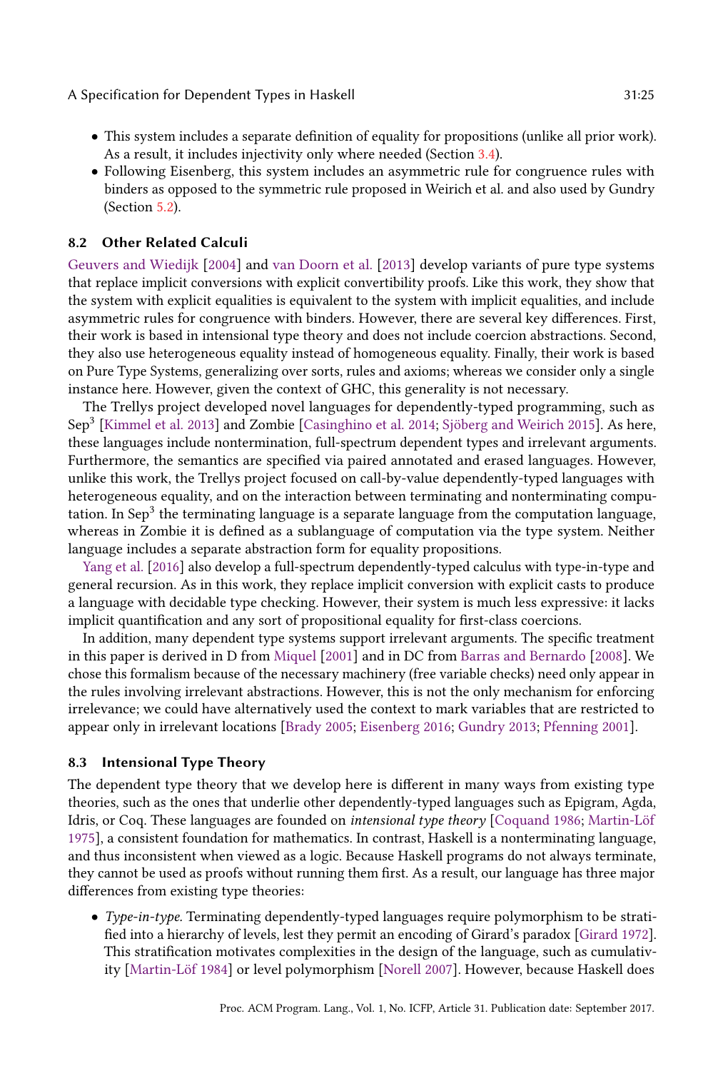- This system includes a separate definition of equality for propositions (unlike all prior work). As a result, it includes injectivity only where needed (Section 3.4).
- Following Eisenberg, this system includes an asymmetric rule for congruence rules with binders as opposed to the symmetric rule proposed in Weirich et al. and also used by Gundry (Section 5.2).

### 8.2 Other Related Calculi

Geuvers and Wiedijk [2004] and van Doorn et al. [2013] develop variants of pure type systems that replace implicit conversions with explicit convertibility proofs. Like this work, they show that the system with explicit equalities is equivalent to the system with implicit equalities, and include asymmetric rules for congruence with binders. However, there are several key differences. First, their work is based in intensional type theory and does not include coercion abstractions. Second, they also use heterogeneous equality instead of homogeneous equality. Finally, their work is based on Pure Type Systems, generalizing over sorts, rules and axioms; whereas we consider only a single instance here. However, given the context of GHC, this generality is not necessary.

The Trellys project developed novel languages for dependently-typed programming, such as $\text{Sep}^3$ [Kimmel et al. 2013] and Zombie [Casinghino et al. 2014; Sjöberg and Weirich 2015]. As here, these languages include nontermination, full-spectrum dependent types and irrelevant arguments. Furthermore, the semantics are specified via paired annotated and erased languages. However, unlike this work, the Trellys project focused on call-by-value dependently-typed languages with heterogeneous equality, and on the interaction between terminating and nonterminating computation. In $\text{Sep}^3$ the terminating language is a separate language from the computation language, whereas in Zombie it is defined as a sublanguage of computation via the type system. Neither language includes a separate abstraction form for equality propositions.

Yang et al. [2016] also develop a full-spectrum dependently-typed calculus with type-in-type and general recursion. As in this work, they replace implicit conversion with explicit casts to produce a language with decidable type checking. However, their system is much less expressive: it lacks implicit quantification and any sort of propositional equality for first-class coercions.

In addition, many dependent type systems support irrelevant arguments. The specific treatment in this paper is derived in D from Miquel [2001] and in DC from Barras and Bernardo [2008]. We chose this formalism because of the necessary machinery (free variable checks) need only appear in the rules involving irrelevant abstractions. However, this is not the only mechanism for enforcing irrelevance; we could have alternatively used the context to mark variables that are restricted to appear only in irrelevant locations [Brady 2005; Eisenberg 2016; Gundry 2013; Pfenning 2001].

### 8.3 Intensional Type Theory

The dependent type theory that we develop here is different in many ways from existing type theories, such as the ones that underlie other dependently-typed languages such as Epigram, Agda, Idris, or Coq. These languages are founded on *intensional type theory* [Coquand 1986; Martin-Löf 1975], a consistent foundation for mathematics. In contrast, Haskell is a nonterminating language, and thus inconsistent when viewed as a logic. Because Haskell programs do not always terminate, they cannot be used as proofs without running them first. As a result, our language has three major differences from existing type theories:

- *Type-in-type.* Terminating dependently-typed languages require polymorphism to be stratified into a hierarchy of levels, lest they permit an encoding of Girard's paradox [Girard 1972]. This stratification motivates complexities in the design of the language, such as cumulativity [Martin-Löf 1984] or level polymorphism [Norell 2007]. However, because Haskell does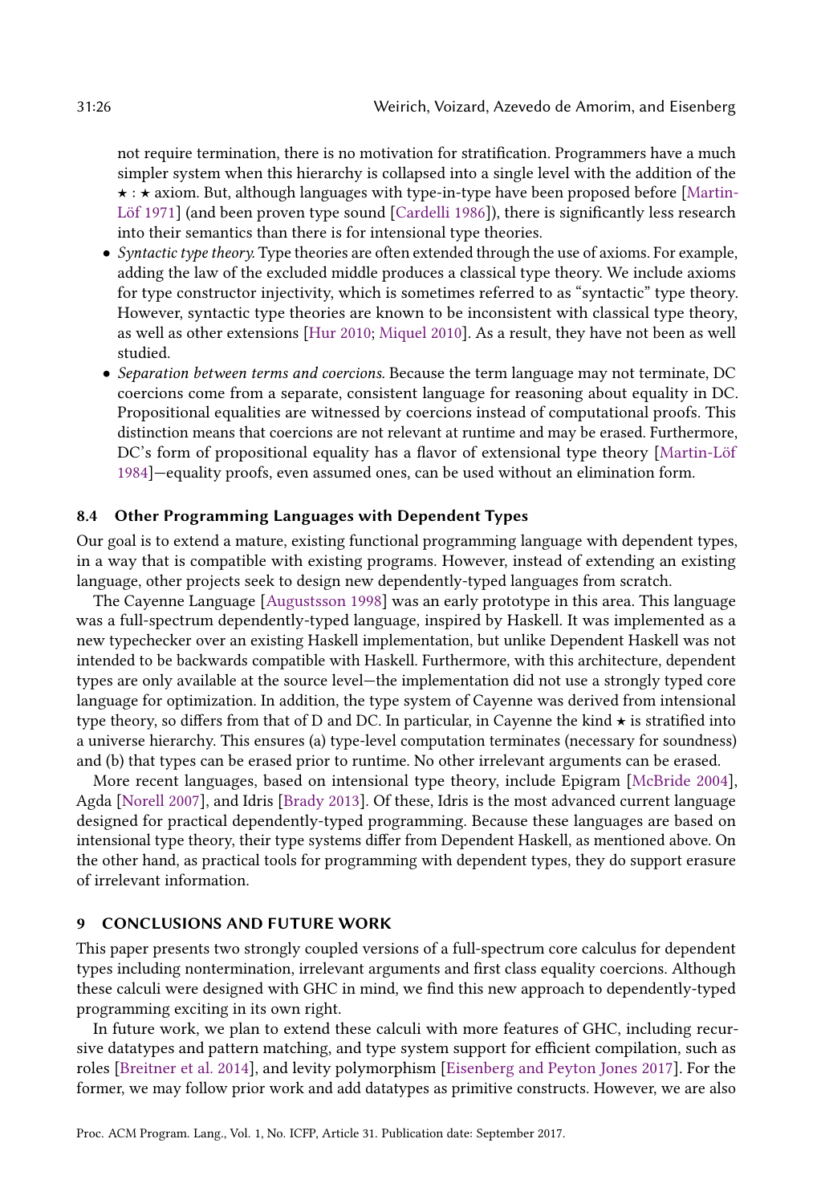not require termination, there is no motivation for stratification. Programmers have a much simpler system when this hierarchy is collapsed into a single level with the addition of the $\star : \star$ axiom. But, although languages with type-in-type have been proposed before [Martin-Löf 1971] (and been proven type sound [Cardelli 1986]), there is significantly less research into their semantics than there is for intensional type theories.

- *Syntactic type theory.* Type theories are often extended through the use of axioms. For example, adding the law of the excluded middle produces a classical type theory. We include axioms for type constructor injectivity, which is sometimes referred to as "syntactic" type theory. However, syntactic type theories are known to be inconsistent with classical type theory, as well as other extensions [Hur 2010; Miquel 2010]. As a result, they have not been as well studied.
- *Separation between terms and coercions.* Because the term language may not terminate, DC coercions come from a separate, consistent language for reasoning about equality in DC. Propositional equalities are witnessed by coercions instead of computational proofs. This distinction means that coercions are not relevant at runtime and may be erased. Furthermore, DC's form of propositional equality has a flavor of extensional type theory [Martin-Löf 1984]—equality proofs, even assumed ones, can be used without an elimination form.

### 8.4 Other Programming Languages with Dependent Types

Our goal is to extend a mature, existing functional programming language with dependent types, in a way that is compatible with existing programs. However, instead of extending an existing language, other projects seek to design new dependently-typed languages from scratch.

The Cayenne Language [Augustsson 1998] was an early prototype in this area. This language was a full-spectrum dependently-typed language, inspired by Haskell. It was implemented as a new typechecker over an existing Haskell implementation, but unlike Dependent Haskell was not intended to be backwards compatible with Haskell. Furthermore, with this architecture, dependent types are only available at the source level—the implementation did not use a strongly typed core language for optimization. In addition, the type system of Cayenne was derived from intensional type theory, so differs from that of D and DC. In particular, in Cayenne the kind $\star$ is stratified into a universe hierarchy. This ensures (a) type-level computation terminates (necessary for soundness) and (b) that types can be erased prior to runtime. No other irrelevant arguments can be erased.

More recent languages, based on intensional type theory, include Epigram [McBride 2004], Agda [Norell 2007], and Idris [Brady 2013]. Of these, Idris is the most advanced current language designed for practical dependently-typed programming. Because these languages are based on intensional type theory, their type systems differ from Dependent Haskell, as mentioned above. On the other hand, as practical tools for programming with dependent types, they do support erasure of irrelevant information.

## 9 CONCLUSIONS AND FUTURE WORK

This paper presents two strongly coupled versions of a full-spectrum core calculus for dependent types including nontermination, irrelevant arguments and first class equality coercions. Although these calculi were designed with GHC in mind, we find this new approach to dependently-typed programming exciting in its own right.

In future work, we plan to extend these calculi with more features of GHC, including recursive datatypes and pattern matching, and type system support for efficient compilation, such as roles [Breitner et al. 2014], and levity polymorphism [Eisenberg and Peyton Jones 2017]. For the former, we may follow prior work and add datatypes as primitive constructs. However, we are also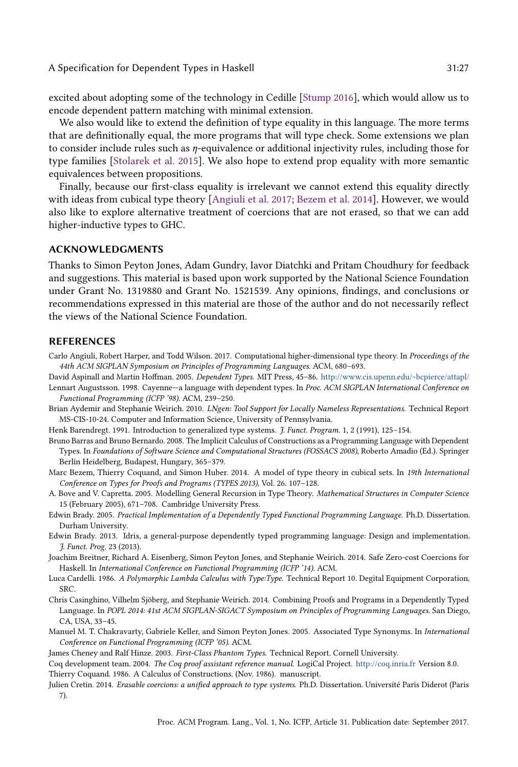excited about adopting some of the technology in Cedille [Stump 2016], which would allow us to encode dependent pattern matching with minimal extension.

We also would like to extend the definition of type equality in this language. The more terms that are definitionally equal, the more programs that will type check. Some extensions we plan to consider include rules such as $\eta$-equivalence or additional injectivity rules, including those for type families [Stolarek et al. 2015]. We also hope to extend prop equality with more semantic equivalences between propositions.

Finally, because our first-class equality is irrelevant we cannot extend this equality directly with ideas from cubical type theory [Angiuli et al. 2017; Bezem et al. 2014]. However, we would also like to explore alternative treatment of coercions that are not erased, so that we can add higher-inductive types to GHC.

## ACKNOWLEDGMENTS

Thanks to Simon Peyton Jones, Adam Gundry, Iavor Diatchki and Pritam Choudhury for feedback and suggestions. This material is based upon work supported by the National Science Foundation under Grant No. 1319880 and Grant No. 1521539. Any opinions, findings, and conclusions or recommendations expressed in this material are those of the author and do not necessarily reflect the views of the National Science Foundation.

## REFERENCES

Carlo Angiuli, Robert Harper, and Todd Wilson. 2017. Computational higher-dimensional type theory. In *Proceedings of the 44th ACM SIGPLAN Symposium on Principles of Programming Languages*. ACM, 680–693.

David Aspinall and Martin Hoffman. 2005. *Dependent Types*. MIT Press, 45–86. http://www.cis.upenn.edu/~bcpierce/attapl/

Lennart Augustsson. 1998. Cayenne—a language with dependent types. In *Proc. ACM SIGPLAN International Conference on Functional Programming (ICFP '98)*. ACM, 239–250.

Brian Aydemir and Stephanie Weirich. 2010. *LNgen: Tool Support for Locally Nameless Representations*. Technical Report MS-CIS-10-24. Computer and Information Science, University of Pennsylvania.

Henk Barendregt. 1991. Introduction to generalized type systems. *J. Funct. Program.* 1, 2 (1991), 125–154.

Bruno Barras and Bruno Bernardo. 2008. The Implicit Calculus of Constructions as a Programming Language with Dependent Types. In *Foundations of Software Science and Computational Structures (FOSSACS 2008)*, Roberto Amadio (Ed.). Springer Berlin Heidelberg, Budapest, Hungary, 365–379.

Marc Bezem, Thierry Coquand, and Simon Huber. 2014. A model of type theory in cubical sets. In *19th International Conference on Types for Proofs and Programs (TYPES 2013)*, Vol. 26. 107–128.

A. Bove and V. Capretta. 2005. Modelling General Recursion in Type Theory. *Mathematical Structures in Computer Science* 15 (February 2005), 671–708. Cambridge University Press.

Edwin Brady. 2005. *Practical Implementation of a Dependently Typed Functional Programming Language*. Ph.D. Dissertation. Durham University.

Edwin Brady. 2013. Idris, a general-purpose dependently typed programming language: Design and implementation. *J. Funct. Prog.* 23 (2013).

Joachim Breitner, Richard A. Eisenberg, Simon Peyton Jones, and Stephanie Weirich. 2014. Safe Zero-cost Coercions for Haskell. In *International Conference on Functional Programming (ICFP '14)*. ACM.

Luca Cardelli. 1986. *A Polymorphic Lambda Calculus with Type:Type*. Technical Report 10. Degital Equipment Corporation, SRC.

Chris Casinghino, Vilhelm Sjöberg, and Stephanie Weirich. 2014. Combining Proofs and Programs in a Dependently Typed Language. In *POPL 2014: 41st ACM SIGPLAN-SIGACT Symposium on Principles of Programming Languages*. San Diego, CA, USA, 33–45.

Manuel M. T. Chakravarty, Gabriele Keller, and Simon Peyton Jones. 2005. Associated Type Synonyms. In *International Conference on Functional Programming (ICFP '05)*. ACM.

James Cheney and Ralf Hinze. 2003. *First-Class Phantom Types*. Technical Report. Cornell University.

Coq development team. 2004. *The Coq proof assistant reference manual*. LogiCal Project. http://coq.inria.fr Version 8.0.

Thierry Coquand. 1986. A Calculus of Constructions. (Nov. 1986). manuscript.

Julien Cretin. 2014. *Erasable coercions: a unified approach to type systems*. Ph.D. Dissertation. Université Paris Diderot (Paris 7).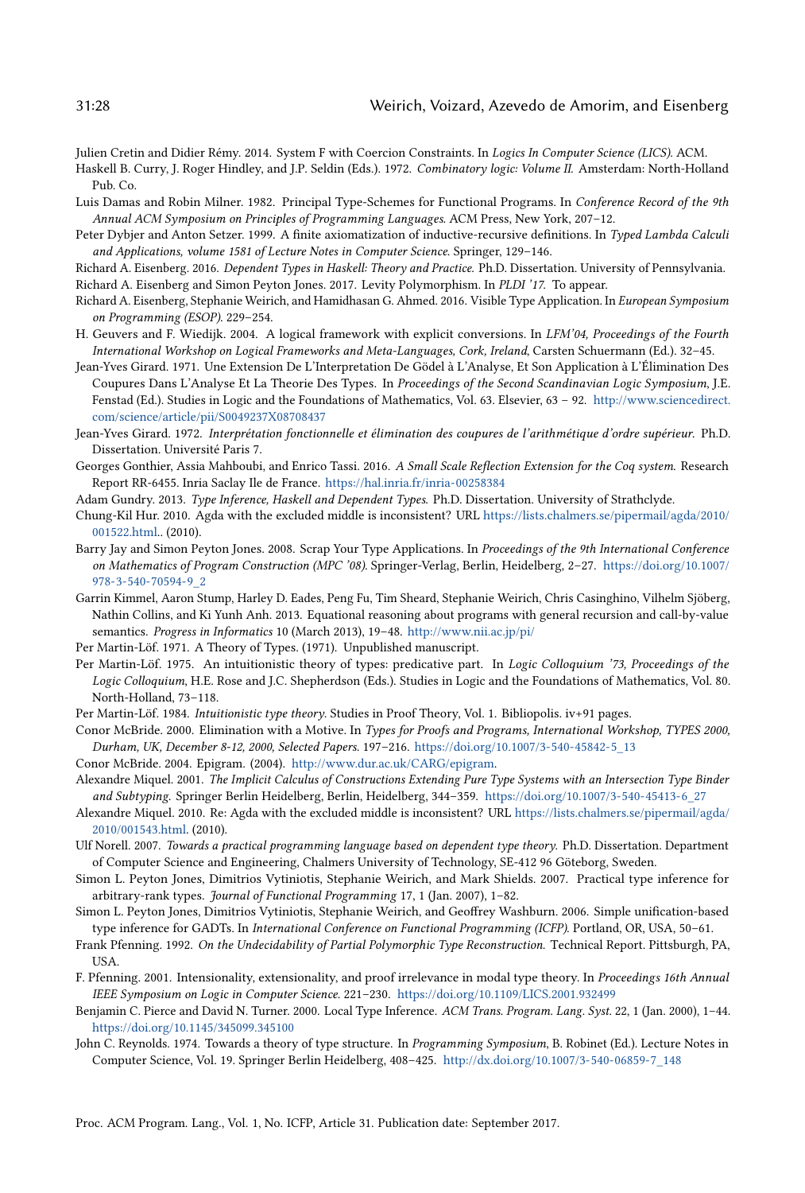Julien Cretin and Didier Rémy. 2014. System F with Coercion Constraints. In *Logics In Computer Science (LICS)*. ACM.

Haskell B. Curry, J. Roger Hindley, and J.P. Seldin (Eds.). 1972. *Combinatory logic: Volume II*. Amsterdam: North-Holland Pub. Co.

Luis Damas and Robin Milner. 1982. Principal Type-Schemes for Functional Programs. In *Conference Record of the 9th Annual ACM Symposium on Principles of Programming Languages*. ACM Press, New York, 207–12.

Peter Dybjer and Anton Setzer. 1999. A finite axiomatization of inductive-recursive definitions. In *Typed Lambda Calculi and Applications, volume 1581 of Lecture Notes in Computer Science*. Springer, 129–146.

Richard A. Eisenberg. 2016. *Dependent Types in Haskell: Theory and Practice.* Ph.D. Dissertation. University of Pennsylvania.

Richard A. Eisenberg and Simon Peyton Jones. 2017. Levity Polymorphism. In *PLDI '17*. To appear.

Richard A. Eisenberg, Stephanie Weirich, and Hamidhasan G. Ahmed. 2016. Visible Type Application. In *European Symposium on Programming (ESOP)*. 229–254.

H. Geuvers and F. Wiedijk. 2004. A logical framework with explicit conversions. In *LFM'04, Proceedings of the Fourth International Workshop on Logical Frameworks and Meta-Languages, Cork, Ireland*, Carsten Schuermann (Ed.). 32–45.

Jean-Yves Girard. 1971. Une Extension De L'Interpretation De Gödel à L'Analyse, Et Son Application à L'Élimination Des Coupures Dans L'Analyse Et La Theorie Des Types. In *Proceedings of the Second Scandinavian Logic Symposium*, J.E. Fenstad (Ed.). Studies in Logic and the Foundations of Mathematics, Vol. 63. Elsevier, 63 – 92. http://www.sciencedirect.com/science/article/pii/S0049237X08708437

Jean-Yves Girard. 1972. *Interprétation fonctionnelle et élimination des coupures de l'arithmétique d'ordre supérieur.* Ph.D. Dissertation. Université Paris 7.

Georges Gonthier, Assia Mahboubi, and Enrico Tassi. 2016. *A Small Scale Reflection Extension for the Coq system.* Research Report RR-6455. Inria Saclay Ile de France. https://hal.inria.fr/inria-00258384

Adam Gundry. 2013. *Type Inference, Haskell and Dependent Types.* Ph.D. Dissertation. University of Strathclyde.

Chung-Kil Hur. 2010. Agda with the excluded middle is inconsistent? URL https://lists.chalmers.se/pipermail/agda/2010/001522.html.. (2010).

Barry Jay and Simon Peyton Jones. 2008. Scrap Your Type Applications. In *Proceedings of the 9th International Conference on Mathematics of Program Construction (MPC '08)*. Springer-Verlag, Berlin, Heidelberg, 2–27. https://doi.org/10.1007/978-3-540-70594-9_2

Garrin Kimmel, Aaron Stump, Harley D. Eades, Peng Fu, Tim Sheard, Stephanie Weirich, Chris Casinghino, Vilhelm Sjöberg, Nathin Collins, and Ki Yunh Anh. 2013. Equational reasoning about programs with general recursion and call-by-value semantics. *Progress in Informatics* 10 (March 2013), 19–48. http://www.nii.ac.jp/pi/

Per Martin-Löf. 1971. A Theory of Types. (1971). Unpublished manuscript.

Per Martin-Löf. 1975. An intuitionistic theory of types: predicative part. In *Logic Colloquium '73, Proceedings of the Logic Colloquium*, H.E. Rose and J.C. Shepherdson (Eds.). Studies in Logic and the Foundations of Mathematics, Vol. 80. North-Holland, 73–118.

Per Martin-Löf. 1984. *Intuitionistic type theory.* Studies in Proof Theory, Vol. 1. Bibliopolis. iv+91 pages.

Conor McBride. 2000. Elimination with a Motive. In *Types for Proofs and Programs, International Workshop, TYPES 2000, Durham, UK, December 8-12, 2000, Selected Papers*. 197–216. https://doi.org/10.1007/3-540-45842-5_13

Conor McBride. 2004. Epigram. (2004). http://www.dur.ac.uk/CARG/epigram.

Alexandre Miquel. 2001. *The Implicit Calculus of Constructions Extending Pure Type Systems with an Intersection Type Binder and Subtyping.* Springer Berlin Heidelberg, Berlin, Heidelberg, 344–359. https://doi.org/10.1007/3-540-45413-6_27

Alexandre Miquel. 2010. Re: Agda with the excluded middle is inconsistent? URL https://lists.chalmers.se/pipermail/agda/2010/001543.html. (2010).

Ulf Norell. 2007. *Towards a practical programming language based on dependent type theory.* Ph.D. Dissertation. Department of Computer Science and Engineering, Chalmers University of Technology, SE-412 96 Göteborg, Sweden.

Simon L. Peyton Jones, Dimitrios Vytiniotis, Stephanie Weirich, and Mark Shields. 2007. Practical type inference for arbitrary-rank types. *Journal of Functional Programming* 17, 1 (Jan. 2007), 1–82.

Simon L. Peyton Jones, Dimitrios Vytiniotis, Stephanie Weirich, and Geoffrey Washburn. 2006. Simple unification-based type inference for GADTs. In *International Conference on Functional Programming (ICFP)*. Portland, OR, USA, 50–61.

Frank Pfenning. 1992. *On the Undecidability of Partial Polymorphic Type Reconstruction.* Technical Report. Pittsburgh, PA, USA.

F. Pfenning. 2001. Intensionality, extensionality, and proof irrelevance in modal type theory. In *Proceedings 16th Annual IEEE Symposium on Logic in Computer Science*. 221–230. https://doi.org/10.1109/LICS.2001.932499

Benjamin C. Pierce and David N. Turner. 2000. Local Type Inference. *ACM Trans. Program. Lang. Syst.* 22, 1 (Jan. 2000), 1–44. https://doi.org/10.1145/345099.345100

John C. Reynolds. 1974. Towards a theory of type structure. In *Programming Symposium*, B. Robinet (Ed.). Lecture Notes in Computer Science, Vol. 19. Springer Berlin Heidelberg, 408–425. http://dx.doi.org/10.1007/3-540-06859-7_148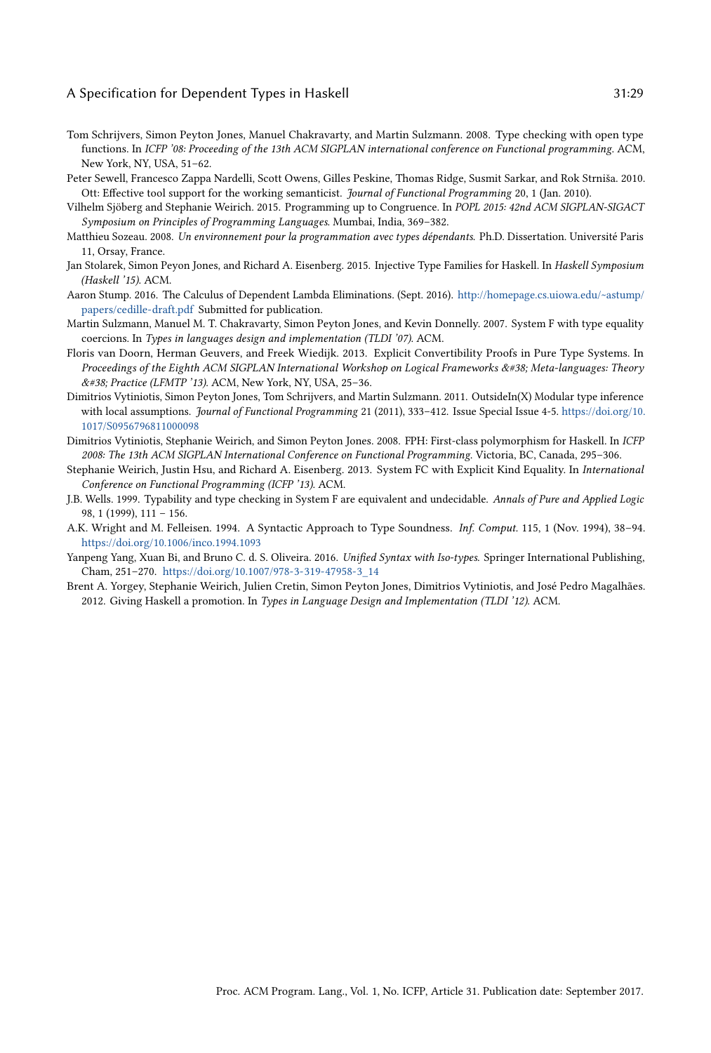Tom Schrijvers, Simon Peyton Jones, Manuel Chakravarty, and Martin Sulzmann. 2008. Type checking with open type functions. In *ICFP '08: Proceeding of the 13th ACM SIGPLAN international conference on Functional programming*. ACM, New York, NY, USA, 51–62.

Peter Sewell, Francesco Zappa Nardelli, Scott Owens, Gilles Peskine, Thomas Ridge, Susmit Sarkar, and Rok Strniša. 2010. Ott: Effective tool support for the working semanticist. *Journal of Functional Programming* 20, 1 (Jan. 2010).

Vilhelm Sjöberg and Stephanie Weirich. 2015. Programming up to Congruence. In *POPL 2015: 42nd ACM SIGPLAN-SIGACT Symposium on Principles of Programming Languages*. Mumbai, India, 369–382.

Matthieu Sozeau. 2008. *Un environnement pour la programmation avec types dépendants*. Ph.D. Dissertation. Université Paris 11, Orsay, France.

Jan Stolarek, Simon Peyon Jones, and Richard A. Eisenberg. 2015. Injective Type Families for Haskell. In *Haskell Symposium (Haskell '15)*. ACM.

Aaron Stump. 2016. The Calculus of Dependent Lambda Eliminations. (Sept. 2016). http://homepage.cs.uiowa.edu/~astump/papers/cedille-draft.pdf Submitted for publication.

Martin Sulzmann, Manuel M. T. Chakravarty, Simon Peyton Jones, and Kevin Donnelly. 2007. System F with type equality coercions. In *Types in languages design and implementation (TLDI '07)*. ACM.

Floris van Doorn, Herman Geuvers, and Freek Wiedijk. 2013. Explicit Convertibility Proofs in Pure Type Systems. In *Proceedings of the Eighth ACM SIGPLAN International Workshop on Logical Frameworks &#38; Meta-languages: Theory &#38; Practice (LFMTP '13)*. ACM, New York, NY, USA, 25–36.

Dimitrios Vytiniotis, Simon Peyton Jones, Tom Schrijvers, and Martin Sulzmann. 2011. OutsideIn(X) Modular type inference with local assumptions. *Journal of Functional Programming* 21 (2011), 333–412. Issue Special Issue 4-5. https://doi.org/10.1017/S0956796811000098

Dimitrios Vytiniotis, Stephanie Weirich, and Simon Peyton Jones. 2008. FPH: First-class polymorphism for Haskell. In *ICFP 2008: The 13th ACM SIGPLAN International Conference on Functional Programming*. Victoria, BC, Canada, 295–306.

Stephanie Weirich, Justin Hsu, and Richard A. Eisenberg. 2013. System FC with Explicit Kind Equality. In *International Conference on Functional Programming (ICFP '13)*. ACM.

J.B. Wells. 1999. Typability and type checking in System F are equivalent and undecidable. *Annals of Pure and Applied Logic* 98, 1 (1999), 111 – 156.

A.K. Wright and M. Felleisen. 1994. A Syntactic Approach to Type Soundness. *Inf. Comput.* 115, 1 (Nov. 1994), 38–94. https://doi.org/10.1006/inco.1994.1093

Yanpeng Yang, Xuan Bi, and Bruno C. d. S. Oliveira. 2016. *Unified Syntax with Iso-types*. Springer International Publishing, Cham, 251–270. https://doi.org/10.1007/978-3-319-47958-3_14

Brent A. Yorgey, Stephanie Weirich, Julien Cretin, Simon Peyton Jones, Dimitrios Vytiniotis, and José Pedro Magalhães. 2012. Giving Haskell a promotion. In *Types in Language Design and Implementation (TLDI '12)*. ACM.